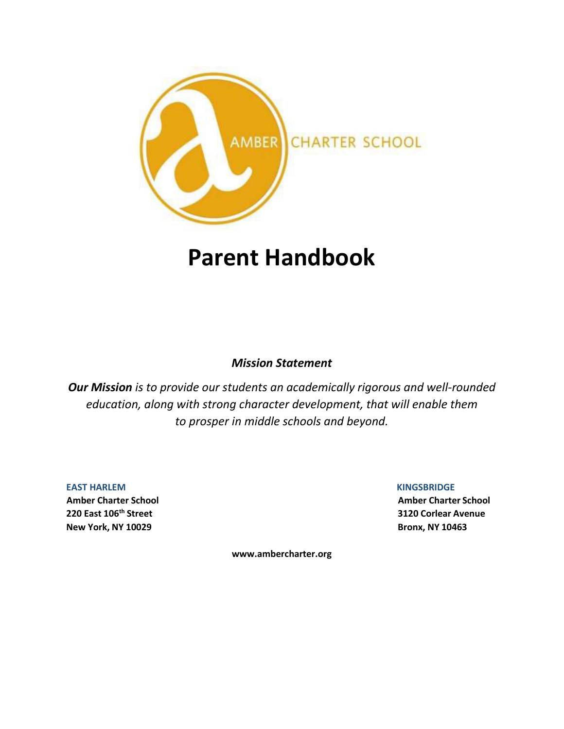AMBER CHARTER SCHOOL

# Parent Handbook

***Mission Statement***

***Our Mission** is to provide our students an academically rigorous and well-rounded education, along with strong character development, that will enable them to prosper in middle schools and beyond.*

**EAST HARLEM**
**Amber Charter School**
**220 East 106th Street**
**New York, NY 10029**

**KINGSBRIDGE**
**Amber Charter School**
**3120 Corlear Avenue**
**Bronx, NY 10463**

**www.ambercharter.org**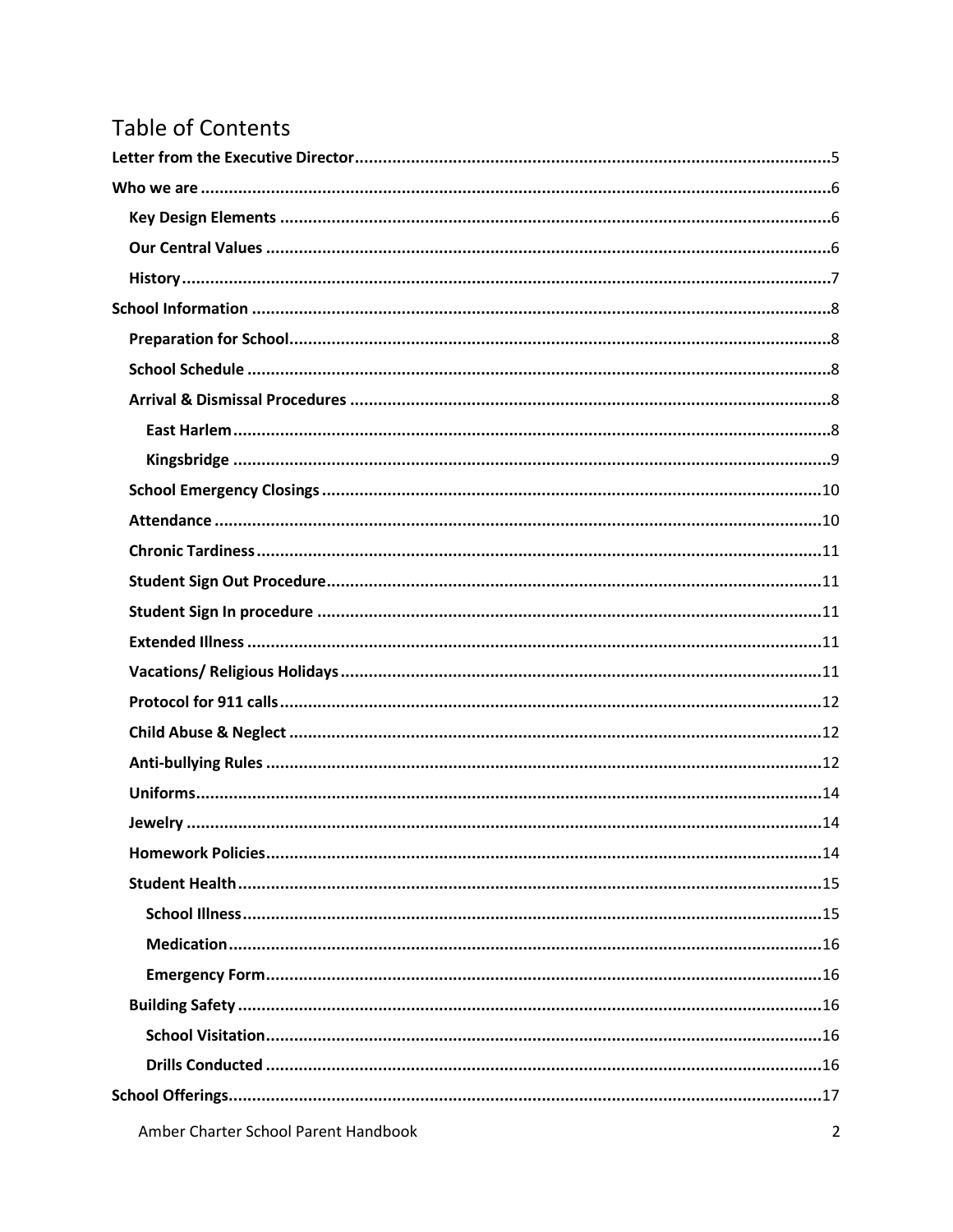# Table of Contents

**Letter from the Executive Director** .....5

**Who we are** .....6

- **Key Design Elements** .....6
- **Our Central Values** .....6
- **History** .....7

**School Information** .....8

- **Preparation for School** .....8
- **School Schedule** .....8
- **Arrival & Dismissal Procedures** .....8
  - **East Harlem** .....8
  - **Kingsbridge** .....9
- **School Emergency Closings** .....10
- **Attendance** .....10
- **Chronic Tardiness** .....11
- **Student Sign Out Procedure** .....11
- **Student Sign In procedure** .....11
- **Extended Illness** .....11
- **Vacations/ Religious Holidays** .....11
- **Protocol for 911 calls** .....12
- **Child Abuse & Neglect** .....12
- **Anti-bullying Rules** .....12
- **Uniforms** .....14
- **Jewelry** .....14
- **Homework Policies** .....14
- **Student Health** .....15
  - **School Illness** .....15
  - **Medication** .....16
  - **Emergency Form** .....16
- **Building Safety** .....16
  - **School Visitation** .....16
  - **Drills Conducted** .....16

**School Offerings** .....17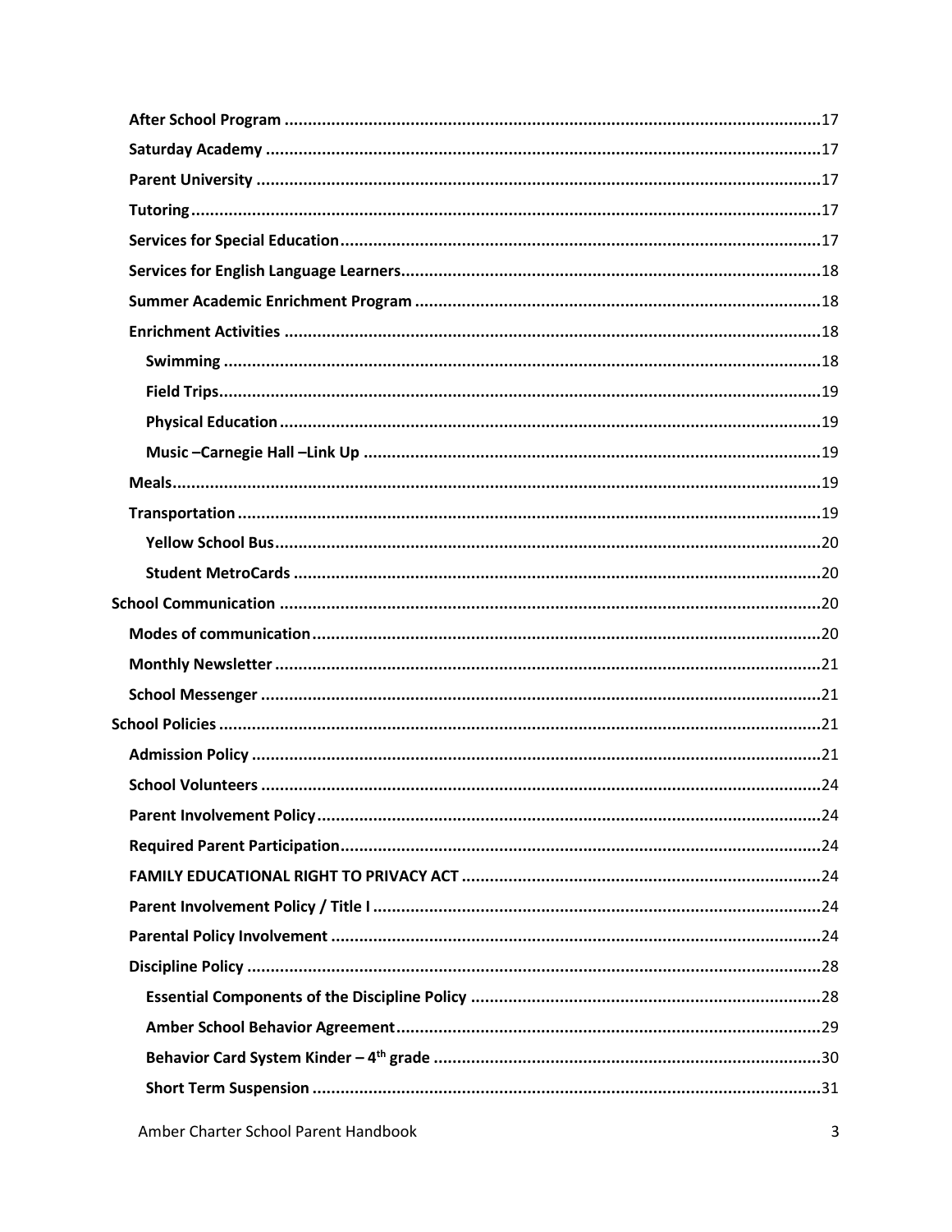**After School Program** ...................................................................................................................17

**Saturday Academy** .......................................................................................................................17

**Parent University** ..........................................................................................................................17

**Tutoring** .........................................................................................................................................17

**Services for Special Education** ......................................................................................................17

**Services for English Language Learners** ........................................................................................18

**Summer Academic Enrichment Program** ......................................................................................18

**Enrichment Activities** ...................................................................................................................18

- **Swimming** .................................................................................................................................18
- **Field Trips** ..................................................................................................................................19
- **Physical Education** ....................................................................................................................19
- **Music –Carnegie Hall –Link Up** .................................................................................................19

**Meals** .............................................................................................................................................19

**Transportation** ..............................................................................................................................19

- **Yellow School Bus** .....................................................................................................................20
- **Student MetroCards** .................................................................................................................20

**School Communication** .....................................................................................................................20

**Modes of communication** ...............................................................................................................20

**Monthly Newsletter** .......................................................................................................................21

**School Messenger** ..........................................................................................................................21

**School Policies** ..................................................................................................................................21

**Admission Policy** ............................................................................................................................21

**School Volunteers** ..........................................................................................................................24

**Parent Involvement Policy** .............................................................................................................24

**Required Parent Participation** ........................................................................................................24

**FAMILY EDUCATIONAL RIGHT TO PRIVACY ACT** ..............................................................................24

**Parent Involvement Policy / Title I** ..................................................................................................24

**Parental Policy Involvement** ...........................................................................................................24

**Discipline Policy** .............................................................................................................................28

- **Essential Components of the Discipline Policy** ...........................................................................28
- **Amber School Behavior Agreement** ...........................................................................................29
- **Behavior Card System Kinder – 4th grade** ..................................................................................30
- **Short Term Suspension** .............................................................................................................31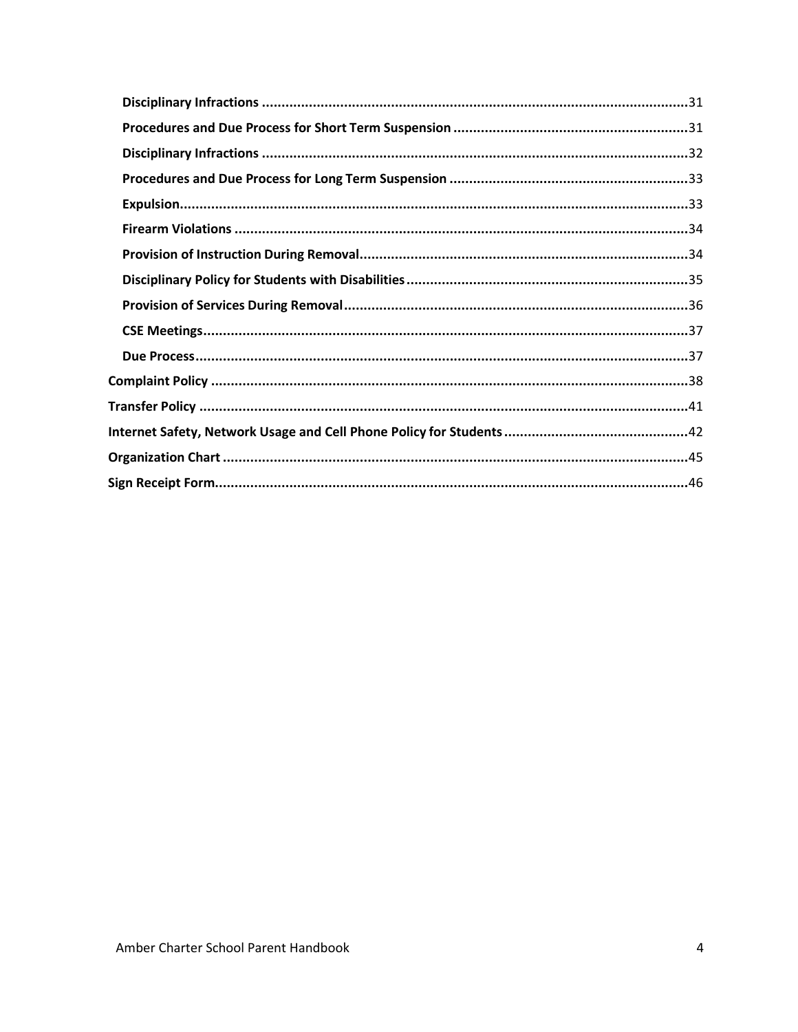**Disciplinary Infractions** ............................................................................................................31

**Procedures and Due Process for Short Term Suspension** ..........................................................31

**Disciplinary Infractions** ............................................................................................................32

**Procedures and Due Process for Long Term Suspension** ............................................................33

**Expulsion**................................................................................................................................33

**Firearm Violations** ...................................................................................................................34

**Provision of Instruction During Removal**...................................................................................34

**Disciplinary Policy for Students with Disabilities**.......................................................................35

**Provision of Services During Removal**.......................................................................................36

**CSE Meetings**..........................................................................................................................37

**Due Process**............................................................................................................................37

**Complaint Policy** .........................................................................................................................38

**Transfer Policy** ...........................................................................................................................41

**Internet Safety, Network Usage and Cell Phone Policy for Students** ..............................................42

**Organization Chart** ......................................................................................................................45

**Sign Receipt Form**.......................................................................................................................46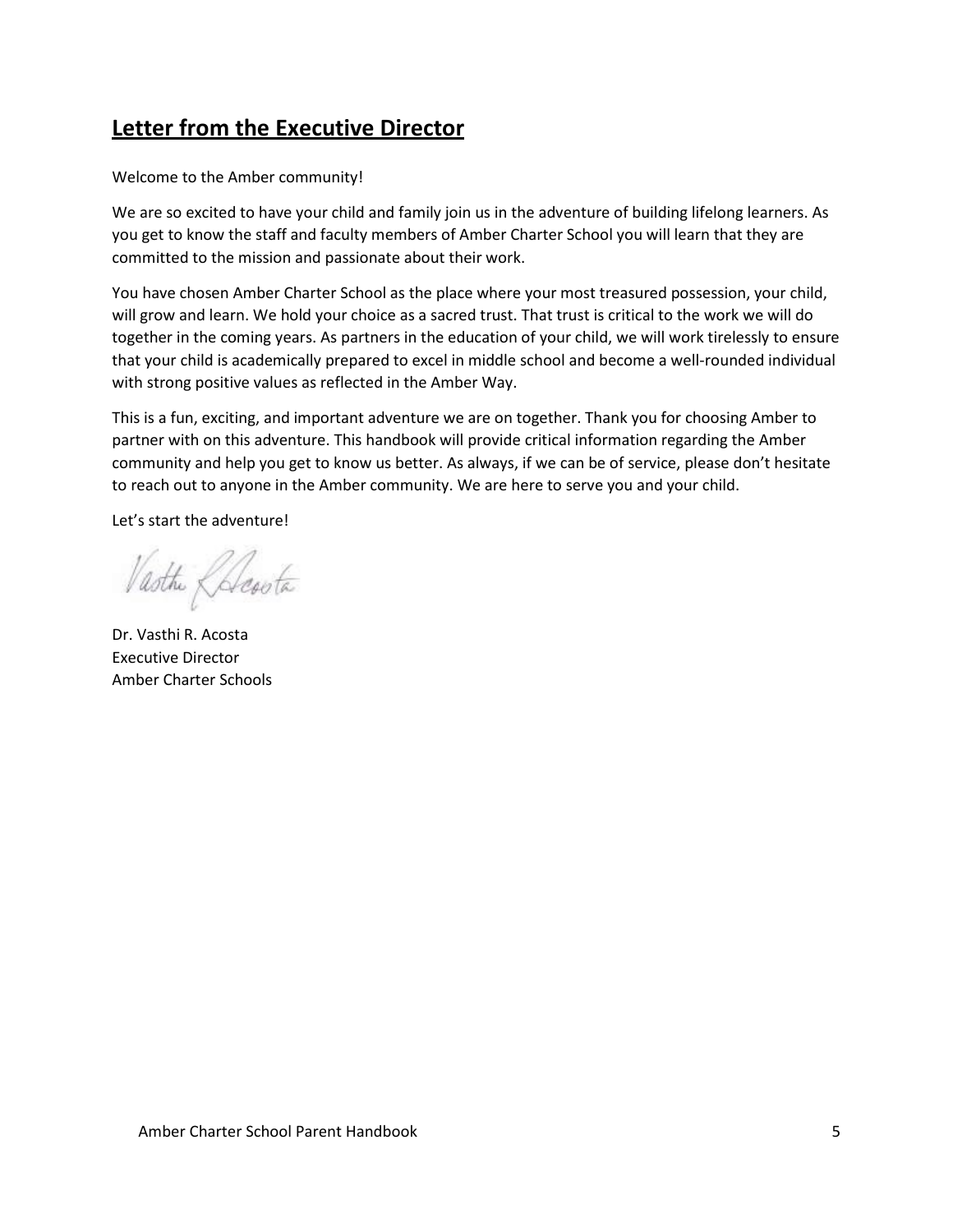## Letter from the Executive Director

Welcome to the Amber community!

We are so excited to have your child and family join us in the adventure of building lifelong learners. As you get to know the staff and faculty members of Amber Charter School you will learn that they are committed to the mission and passionate about their work.

You have chosen Amber Charter School as the place where your most treasured possession, your child, will grow and learn. We hold your choice as a sacred trust. That trust is critical to the work we will do together in the coming years. As partners in the education of your child, we will work tirelessly to ensure that your child is academically prepared to excel in middle school and become a well-rounded individual with strong positive values as reflected in the Amber Way.

This is a fun, exciting, and important adventure we are on together. Thank you for choosing Amber to partner with on this adventure. This handbook will provide critical information regarding the Amber community and help you get to know us better. As always, if we can be of service, please don't hesitate to reach out to anyone in the Amber community. We are here to serve you and your child.

Let's start the adventure!

Dr. Vasthi R. Acosta
Executive Director
Amber Charter Schools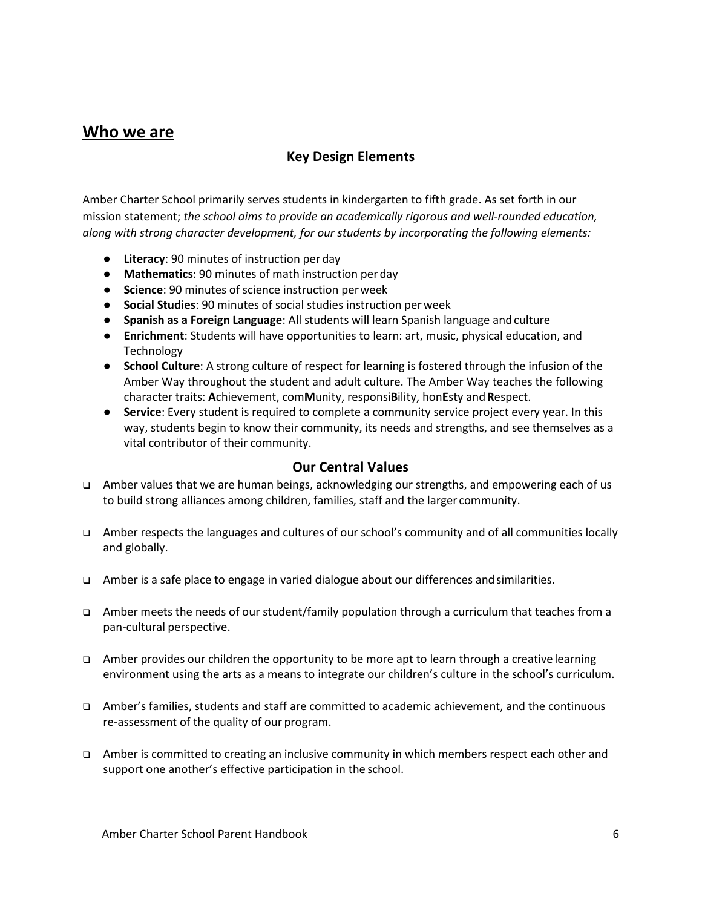## Who we are

### Key Design Elements

Amber Charter School primarily serves students in kindergarten to fifth grade. As set forth in our mission statement; *the school aims to provide an academically rigorous and well-rounded education, along with strong character development, for our students by incorporating the following elements:*

- **Literacy**: 90 minutes of instruction per day
- **Mathematics**: 90 minutes of math instruction per day
- **Science**: 90 minutes of science instruction per week
- **Social Studies**: 90 minutes of social studies instruction per week
- **Spanish as a Foreign Language**: All students will learn Spanish language and culture
- **Enrichment**: Students will have opportunities to learn: art, music, physical education, and Technology
- **School Culture**: A strong culture of respect for learning is fostered through the infusion of the Amber Way throughout the student and adult culture. The Amber Way teaches the following character traits: **A**chievement, com**M**unity, responsi**B**ility, hon**E**sty and **R**espect.
- **Service**: Every student is required to complete a community service project every year. In this way, students begin to know their community, its needs and strengths, and see themselves as a vital contributor of their community.

### Our Central Values

- Amber values that we are human beings, acknowledging our strengths, and empowering each of us to build strong alliances among children, families, staff and the larger community.
- Amber respects the languages and cultures of our school's community and of all communities locally and globally.
- Amber is a safe place to engage in varied dialogue about our differences and similarities.
- Amber meets the needs of our student/family population through a curriculum that teaches from a pan-cultural perspective.
- Amber provides our children the opportunity to be more apt to learn through a creative learning environment using the arts as a means to integrate our children's culture in the school's curriculum.
- Amber's families, students and staff are committed to academic achievement, and the continuous re-assessment of the quality of our program.
- Amber is committed to creating an inclusive community in which members respect each other and support one another's effective participation in the school.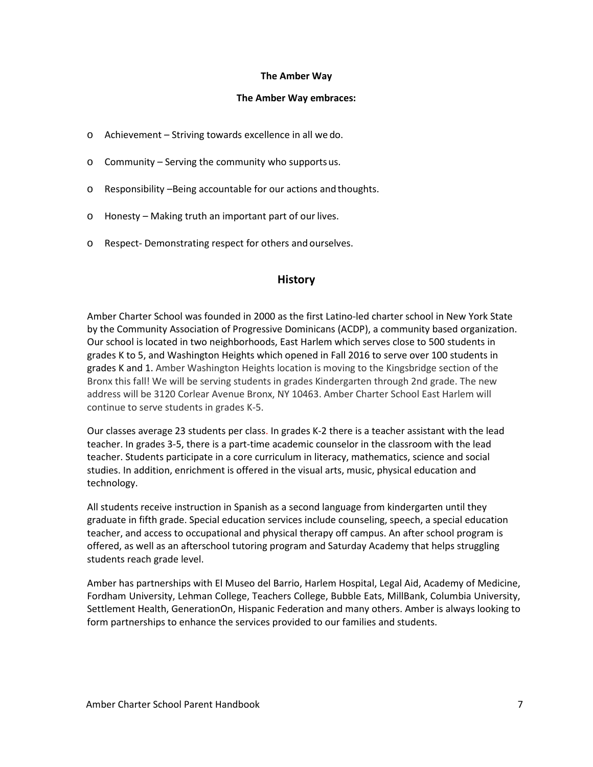**The Amber Way**

**The Amber Way embraces:**

- Achievement – Striving towards excellence in all we do.
- Community – Serving the community who supports us.
- Responsibility –Being accountable for our actions and thoughts.
- Honesty – Making truth an important part of our lives.
- Respect- Demonstrating respect for others and ourselves.

## History

Amber Charter School was founded in 2000 as the first Latino-led charter school in New York State by the Community Association of Progressive Dominicans (ACDP), a community based organization. Our school is located in two neighborhoods, East Harlem which serves close to 500 students in grades K to 5, and Washington Heights which opened in Fall 2016 to serve over 100 students in grades K and 1. Amber Washington Heights location is moving to the Kingsbridge section of the Bronx this fall! We will be serving students in grades Kindergarten through 2nd grade. The new address will be 3120 Corlear Avenue Bronx, NY 10463. Amber Charter School East Harlem will continue to serve students in grades K-5.

Our classes average 23 students per class. In grades K-2 there is a teacher assistant with the lead teacher. In grades 3-5, there is a part-time academic counselor in the classroom with the lead teacher. Students participate in a core curriculum in literacy, mathematics, science and social studies. In addition, enrichment is offered in the visual arts, music, physical education and technology.

All students receive instruction in Spanish as a second language from kindergarten until they graduate in fifth grade. Special education services include counseling, speech, a special education teacher, and access to occupational and physical therapy off campus. An after school program is offered, as well as an afterschool tutoring program and Saturday Academy that helps struggling students reach grade level.

Amber has partnerships with El Museo del Barrio, Harlem Hospital, Legal Aid, Academy of Medicine, Fordham University, Lehman College, Teachers College, Bubble Eats, MillBank, Columbia University, Settlement Health, GenerationOn, Hispanic Federation and many others. Amber is always looking to form partnerships to enhance the services provided to our families and students.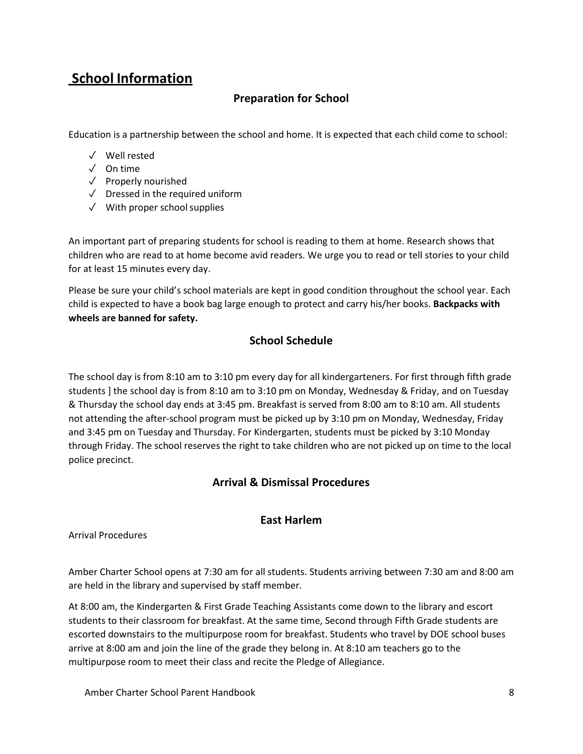# School Information

## Preparation for School

Education is a partnership between the school and home. It is expected that each child come to school:

- ✓ Well rested
- ✓ On time
- ✓ Properly nourished
- ✓ Dressed in the required uniform
- ✓ With proper school supplies

An important part of preparing students for school is reading to them at home. Research shows that children who are read to at home become avid readers. We urge you to read or tell stories to your child for at least 15 minutes every day.

Please be sure your child's school materials are kept in good condition throughout the school year. Each child is expected to have a book bag large enough to protect and carry his/her books. **Backpacks with wheels are banned for safety.**

## School Schedule

The school day is from 8:10 am to 3:10 pm every day for all kindergarteners. For first through fifth grade students ] the school day is from 8:10 am to 3:10 pm on Monday, Wednesday & Friday, and on Tuesday & Thursday the school day ends at 3:45 pm. Breakfast is served from 8:00 am to 8:10 am. All students not attending the after-school program must be picked up by 3:10 pm on Monday, Wednesday, Friday and 3:45 pm on Tuesday and Thursday. For Kindergarten, students must be picked by 3:10 Monday through Friday. The school reserves the right to take children who are not picked up on time to the local police precinct.

## Arrival & Dismissal Procedures

### East Harlem

Arrival Procedures

Amber Charter School opens at 7:30 am for all students. Students arriving between 7:30 am and 8:00 am are held in the library and supervised by staff member.

At 8:00 am, the Kindergarten & First Grade Teaching Assistants come down to the library and escort students to their classroom for breakfast. At the same time, Second through Fifth Grade students are escorted downstairs to the multipurpose room for breakfast. Students who travel by DOE school buses arrive at 8:00 am and join the line of the grade they belong in. At 8:10 am teachers go to the multipurpose room to meet their class and recite the Pledge of Allegiance.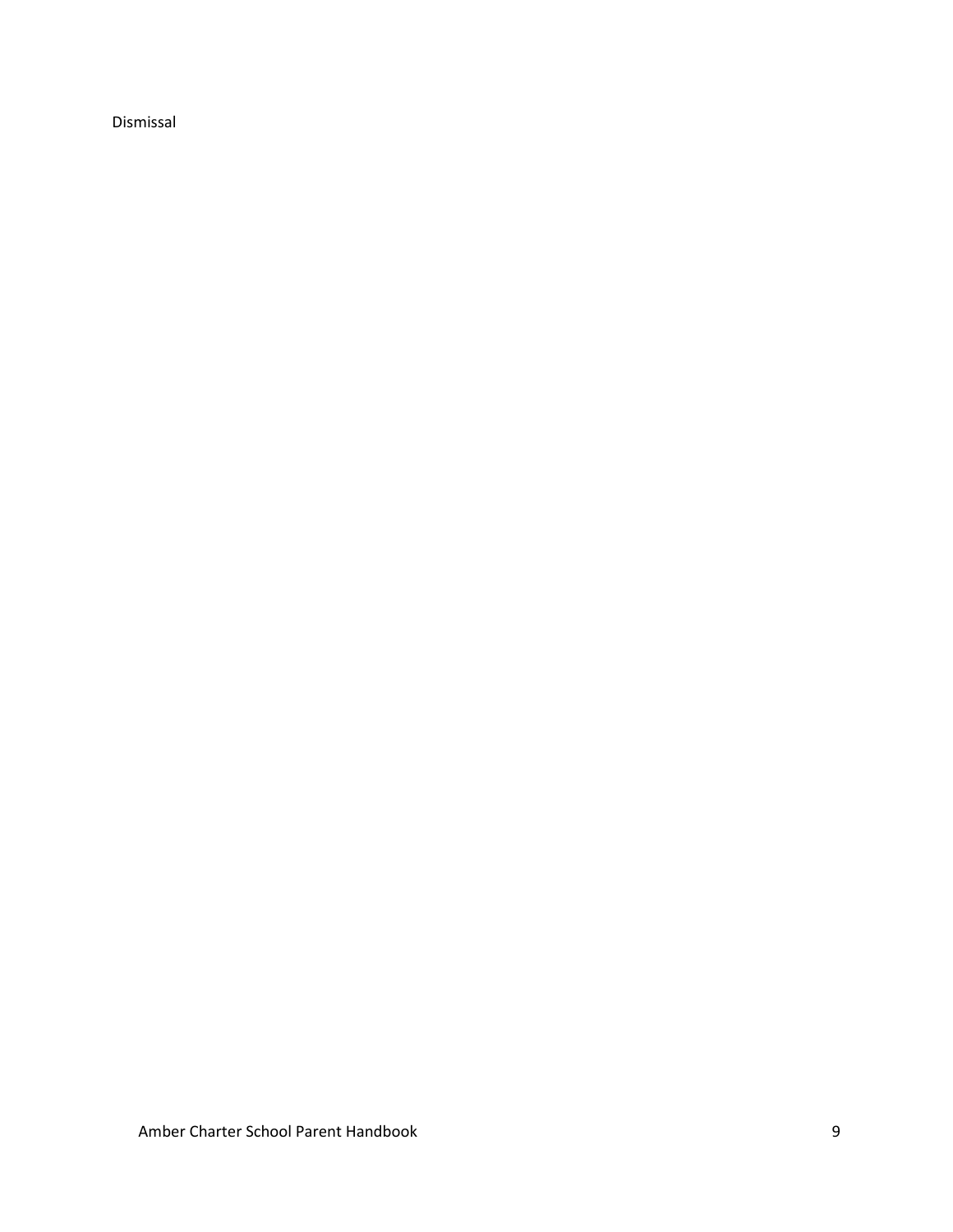Dismissal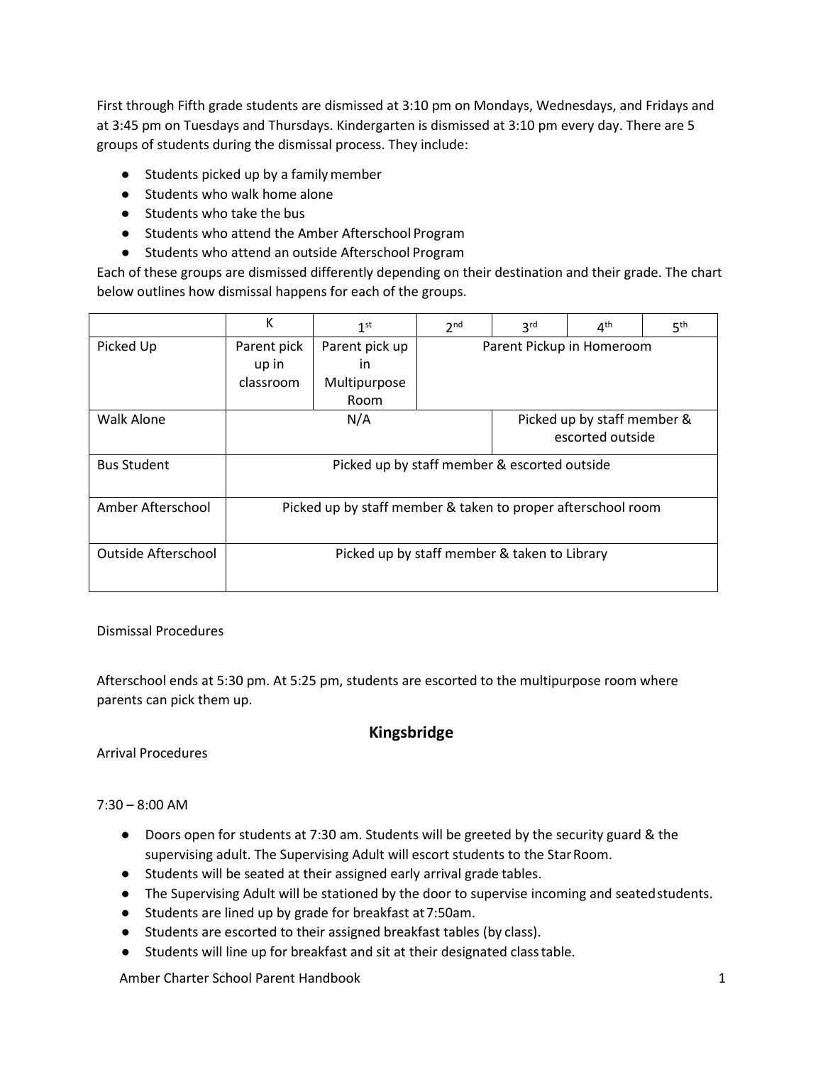First through Fifth grade students are dismissed at 3:10 pm on Mondays, Wednesdays, and Fridays and at 3:45 pm on Tuesdays and Thursdays. Kindergarten is dismissed at 3:10 pm every day. There are 5 groups of students during the dismissal process. They include:

- Students picked up by a family member
- Students who walk home alone
- Students who take the bus
- Students who attend the Amber Afterschool Program
- Students who attend an outside Afterschool Program

Each of these groups are dismissed differently depending on their destination and their grade. The chart below outlines how dismissal happens for each of the groups.

| | K | 1st | 2nd | 3rd | 4th | 5th |
|---|---|---|---|---|---|---|
| Picked Up | Parent pick up in classroom | Parent pick up in Multipurpose Room | Parent Pickup in Homeroom | | | |
| Walk Alone | N/A | | | Picked up by staff member & escorted outside | | |
| Bus Student | Picked up by staff member & escorted outside | | | | | |
| Amber Afterschool | Picked up by staff member & taken to proper afterschool room | | | | | |
| Outside Afterschool | Picked up by staff member & taken to Library | | | | | |

Dismissal Procedures

Afterschool ends at 5:30 pm. At 5:25 pm, students are escorted to the multipurpose room where parents can pick them up.

## Kingsbridge

Arrival Procedures

7:30 – 8:00 AM

- Doors open for students at 7:30 am. Students will be greeted by the security guard & the supervising adult. The Supervising Adult will escort students to the Star Room.
- Students will be seated at their assigned early arrival grade tables.
- The Supervising Adult will be stationed by the door to supervise incoming and seated students.
- Students are lined up by grade for breakfast at 7:50am.
- Students are escorted to their assigned breakfast tables (by class).
- Students will line up for breakfast and sit at their designated class table.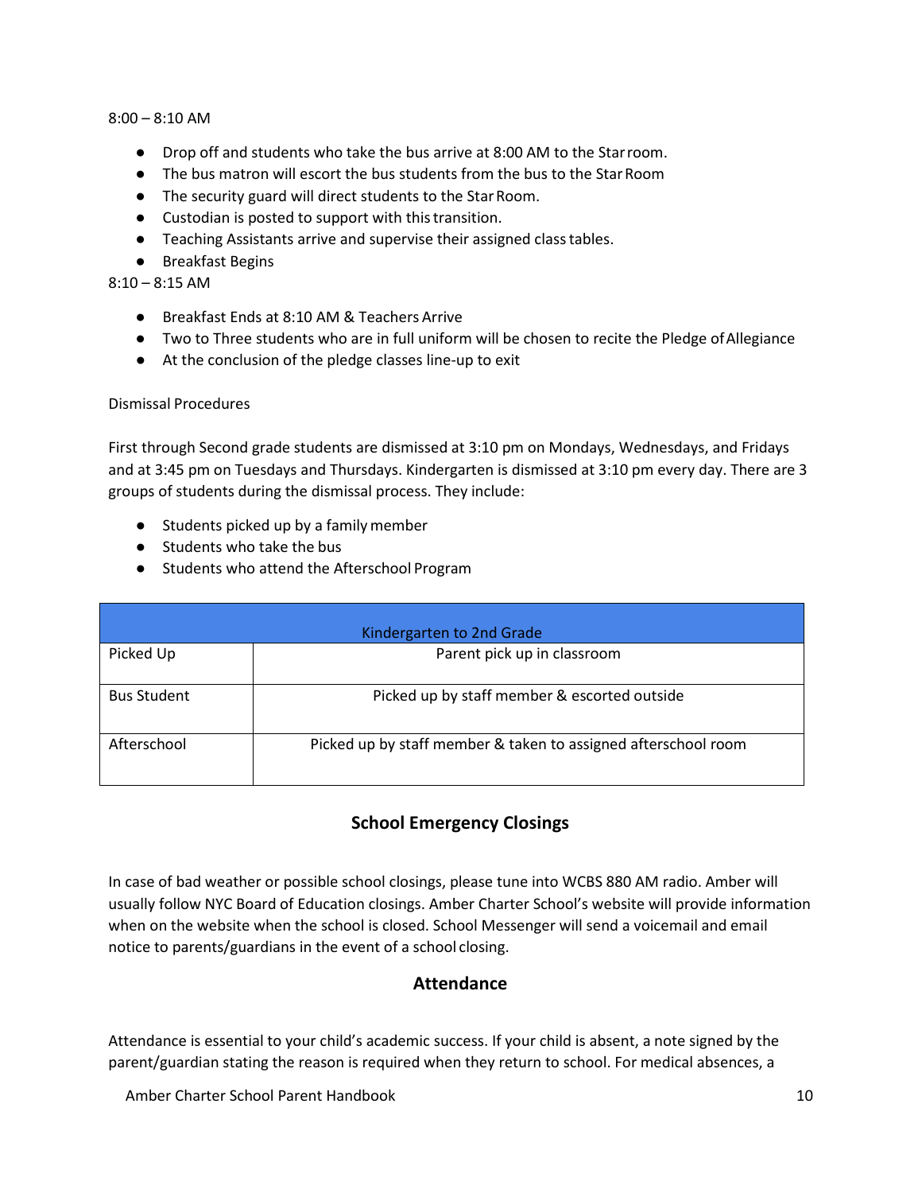8:00 – 8:10 AM

- Drop off and students who take the bus arrive at 8:00 AM to the Star room.
- The bus matron will escort the bus students from the bus to the Star Room
- The security guard will direct students to the Star Room.
- Custodian is posted to support with this transition.
- Teaching Assistants arrive and supervise their assigned class tables.
- Breakfast Begins

8:10 – 8:15 AM

- Breakfast Ends at 8:10 AM & Teachers Arrive
- Two to Three students who are in full uniform will be chosen to recite the Pledge of Allegiance
- At the conclusion of the pledge classes line-up to exit

Dismissal Procedures

First through Second grade students are dismissed at 3:10 pm on Mondays, Wednesdays, and Fridays and at 3:45 pm on Tuesdays and Thursdays. Kindergarten is dismissed at 3:10 pm every day. There are 3 groups of students during the dismissal process. They include:

- Students picked up by a family member
- Students who take the bus
- Students who attend the Afterschool Program

| Kindergarten to 2nd Grade | |
|---|---|
| Picked Up | Parent pick up in classroom |
| Bus Student | Picked up by staff member & escorted outside |
| Afterschool | Picked up by staff member & taken to assigned afterschool room |

## School Emergency Closings

In case of bad weather or possible school closings, please tune into WCBS 880 AM radio. Amber will usually follow NYC Board of Education closings. Amber Charter School's website will provide information when on the website when the school is closed. School Messenger will send a voicemail and email notice to parents/guardians in the event of a school closing.

## Attendance

Attendance is essential to your child's academic success. If your child is absent, a note signed by the parent/guardian stating the reason is required when they return to school. For medical absences, a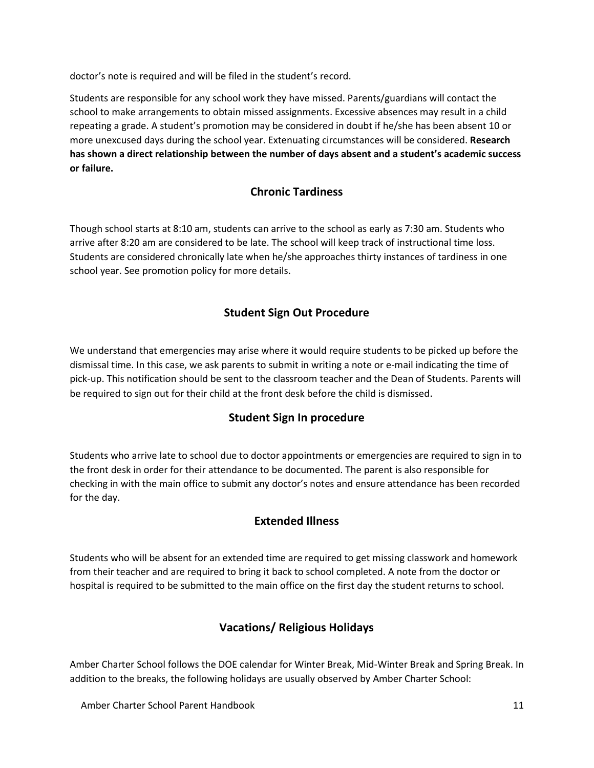doctor's note is required and will be filed in the student's record.

Students are responsible for any school work they have missed. Parents/guardians will contact the school to make arrangements to obtain missed assignments. Excessive absences may result in a child repeating a grade. A student's promotion may be considered in doubt if he/she has been absent 10 or more unexcused days during the school year. Extenuating circumstances will be considered. **Research has shown a direct relationship between the number of days absent and a student's academic success or failure.**

## Chronic Tardiness

Though school starts at 8:10 am, students can arrive to the school as early as 7:30 am. Students who arrive after 8:20 am are considered to be late. The school will keep track of instructional time loss. Students are considered chronically late when he/she approaches thirty instances of tardiness in one school year. See promotion policy for more details.

## Student Sign Out Procedure

We understand that emergencies may arise where it would require students to be picked up before the dismissal time. In this case, we ask parents to submit in writing a note or e-mail indicating the time of pick-up. This notification should be sent to the classroom teacher and the Dean of Students. Parents will be required to sign out for their child at the front desk before the child is dismissed.

## Student Sign In procedure

Students who arrive late to school due to doctor appointments or emergencies are required to sign in to the front desk in order for their attendance to be documented. The parent is also responsible for checking in with the main office to submit any doctor's notes and ensure attendance has been recorded for the day.

## Extended Illness

Students who will be absent for an extended time are required to get missing classwork and homework from their teacher and are required to bring it back to school completed. A note from the doctor or hospital is required to be submitted to the main office on the first day the student returns to school.

## Vacations/ Religious Holidays

Amber Charter School follows the DOE calendar for Winter Break, Mid-Winter Break and Spring Break. In addition to the breaks, the following holidays are usually observed by Amber Charter School: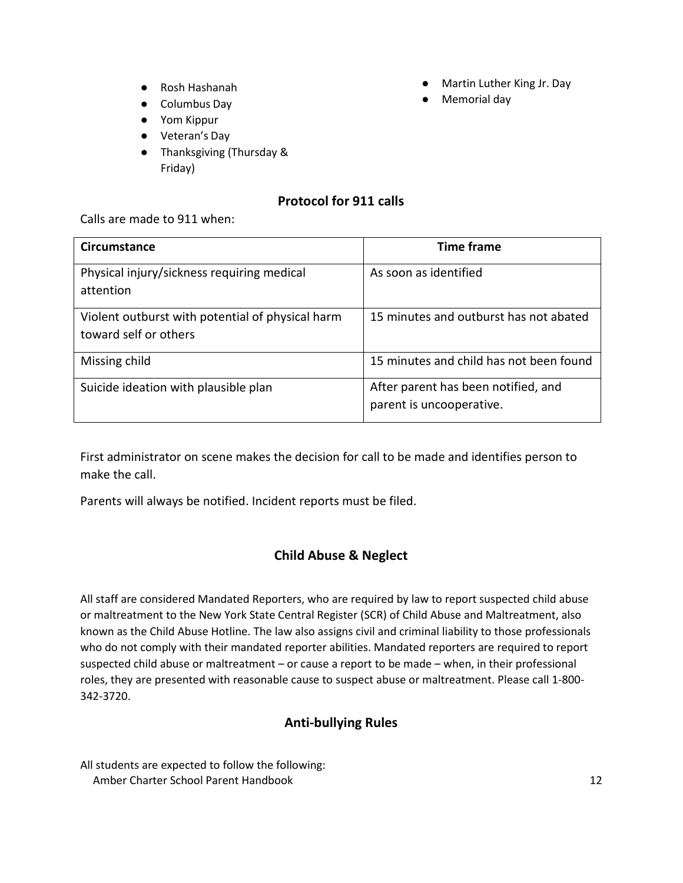- Rosh Hashanah
- Columbus Day
- Yom Kippur
- Veteran's Day
- Thanksgiving (Thursday & Friday)
- Martin Luther King Jr. Day
- Memorial day

## Protocol for 911 calls

Calls are made to 911 when:

| Circumstance | Time frame |
|---|---|
| Physical injury/sickness requiring medical attention | As soon as identified |
| Violent outburst with potential of physical harm toward self or others | 15 minutes and outburst has not abated |
| Missing child | 15 minutes and child has not been found |
| Suicide ideation with plausible plan | After parent has been notified, and parent is uncooperative. |

First administrator on scene makes the decision for call to be made and identifies person to make the call.

Parents will always be notified. Incident reports must be filed.

## Child Abuse & Neglect

All staff are considered Mandated Reporters, who are required by law to report suspected child abuse or maltreatment to the New York State Central Register (SCR) of Child Abuse and Maltreatment, also known as the Child Abuse Hotline. The law also assigns civil and criminal liability to those professionals who do not comply with their mandated reporter abilities. Mandated reporters are required to report suspected child abuse or maltreatment – or cause a report to be made – when, in their professional roles, they are presented with reasonable cause to suspect abuse or maltreatment. Please call 1-800-342-3720.

## Anti-bullying Rules

All students are expected to follow the following: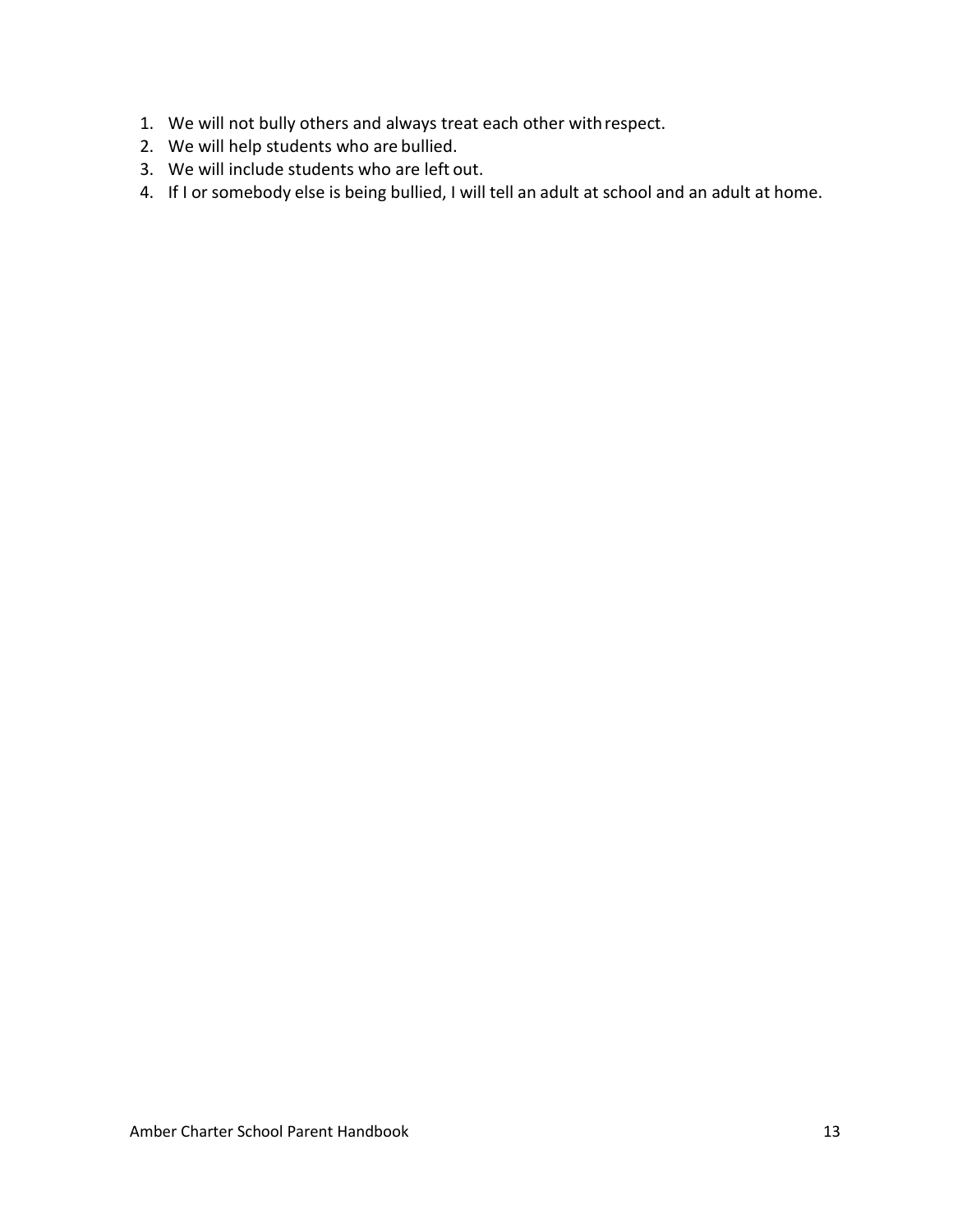1. We will not bully others and always treat each other with respect.
2. We will help students who are bullied.
3. We will include students who are left out.
4. If I or somebody else is being bullied, I will tell an adult at school and an adult at home.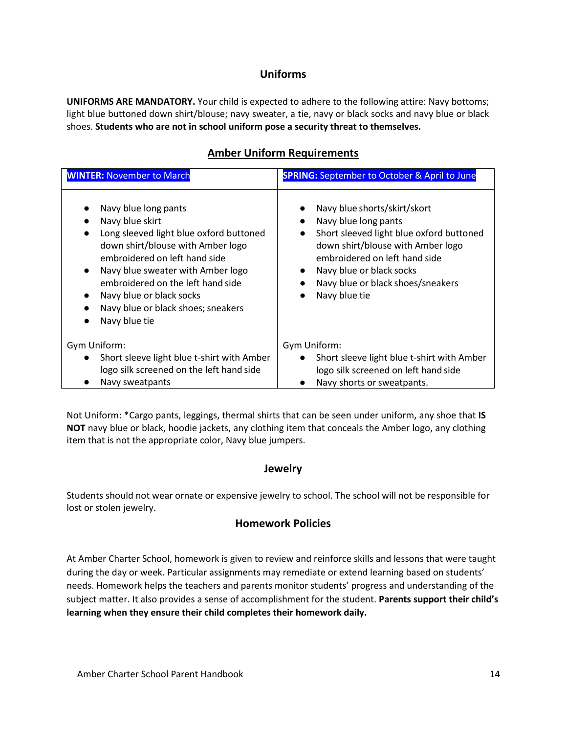## Uniforms

**UNIFORMS ARE MANDATORY.** Your child is expected to adhere to the following attire: Navy bottoms; light blue buttoned down shirt/blouse; navy sweater, a tie, navy or black socks and navy blue or black shoes. **Students who are not in school uniform pose a security threat to themselves.**

## Amber Uniform Requirements

| **WINTER:** November to March | **SPRING:** September to October & April to June |
|---|---|
| • Navy blue long pants<br>• Navy blue skirt<br>• Long sleeved light blue oxford buttoned down shirt/blouse with Amber logo embroidered on left hand side<br>• Navy blue sweater with Amber logo embroidered on the left hand side<br>• Navy blue or black socks<br>• Navy blue or black shoes; sneakers<br>• Navy blue tie | • Navy blue shorts/skirt/skort<br>• Navy blue long pants<br>• Short sleeved light blue oxford buttoned down shirt/blouse with Amber logo embroidered on left hand side<br>• Navy blue or black socks<br>• Navy blue or black shoes/sneakers<br>• Navy blue tie |
| Gym Uniform:<br>• Short sleeve light blue t-shirt with Amber logo silk screened on the left hand side<br>• Navy sweatpants | Gym Uniform:<br>• Short sleeve light blue t-shirt with Amber logo silk screened on left hand side<br>• Navy shorts or sweatpants. |

Not Uniform: *Cargo pants, leggings, thermal shirts that can be seen under uniform, any shoe that **IS NOT** navy blue or black, hoodie jackets, any clothing item that conceals the Amber logo, any clothing item that is not the appropriate color, Navy blue jumpers.

## Jewelry

Students should not wear ornate or expensive jewelry to school. The school will not be responsible for lost or stolen jewelry.

## Homework Policies

At Amber Charter School, homework is given to review and reinforce skills and lessons that were taught during the day or week. Particular assignments may remediate or extend learning based on students' needs. Homework helps the teachers and parents monitor students' progress and understanding of the subject matter. It also provides a sense of accomplishment for the student. **Parents support their child's learning when they ensure their child completes their homework daily.**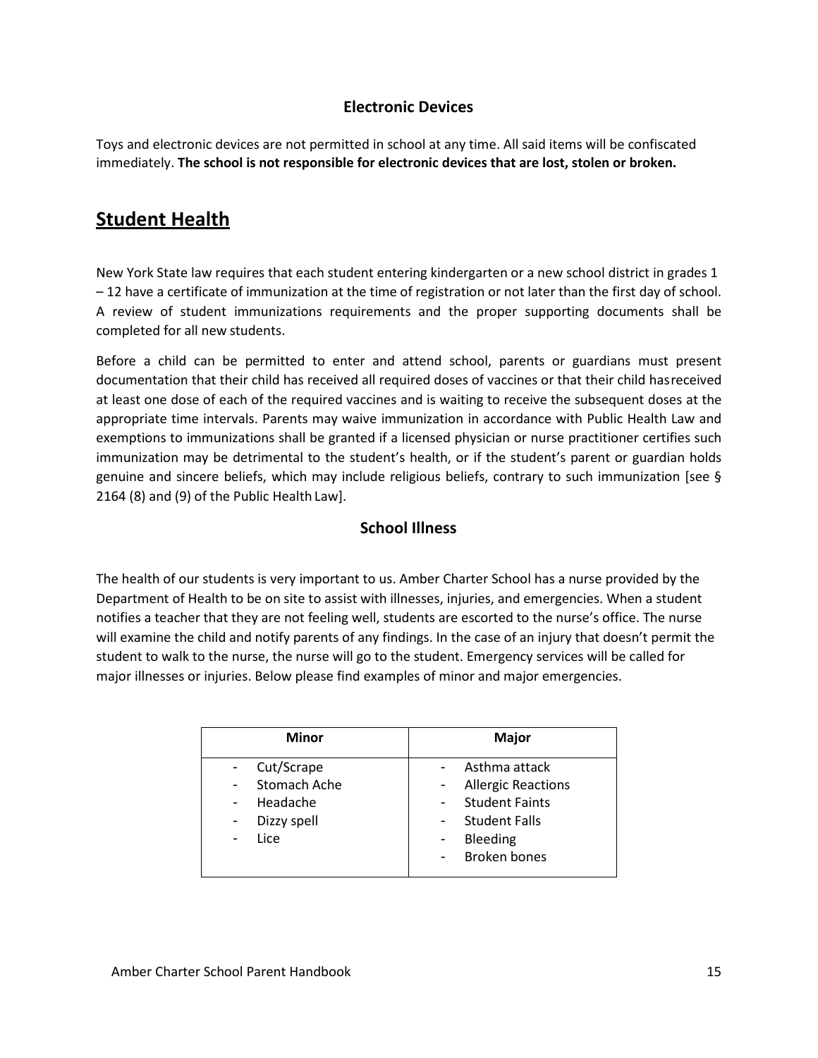### Electronic Devices

Toys and electronic devices are not permitted in school at any time. All said items will be confiscated immediately. **The school is not responsible for electronic devices that are lost, stolen or broken.**

## Student Health

New York State law requires that each student entering kindergarten or a new school district in grades 1 – 12 have a certificate of immunization at the time of registration or not later than the first day of school. A review of student immunizations requirements and the proper supporting documents shall be completed for all new students.

Before a child can be permitted to enter and attend school, parents or guardians must present documentation that their child has received all required doses of vaccines or that their child hasreceived at least one dose of each of the required vaccines and is waiting to receive the subsequent doses at the appropriate time intervals. Parents may waive immunization in accordance with Public Health Law and exemptions to immunizations shall be granted if a licensed physician or nurse practitioner certifies such immunization may be detrimental to the student's health, or if the student's parent or guardian holds genuine and sincere beliefs, which may include religious beliefs, contrary to such immunization [see § 2164 (8) and (9) of the Public Health Law].

### School Illness

The health of our students is very important to us. Amber Charter School has a nurse provided by the Department of Health to be on site to assist with illnesses, injuries, and emergencies. When a student notifies a teacher that they are not feeling well, students are escorted to the nurse's office. The nurse will examine the child and notify parents of any findings. In the case of an injury that doesn't permit the student to walk to the nurse, the nurse will go to the student. Emergency services will be called for major illnesses or injuries. Below please find examples of minor and major emergencies.

| Minor | Major |
|---|---|
| - Cut/Scrape<br>- Stomach Ache<br>- Headache<br>- Dizzy spell<br>- Lice | - Asthma attack<br>- Allergic Reactions<br>- Student Faints<br>- Student Falls<br>- Bleeding<br>- Broken bones |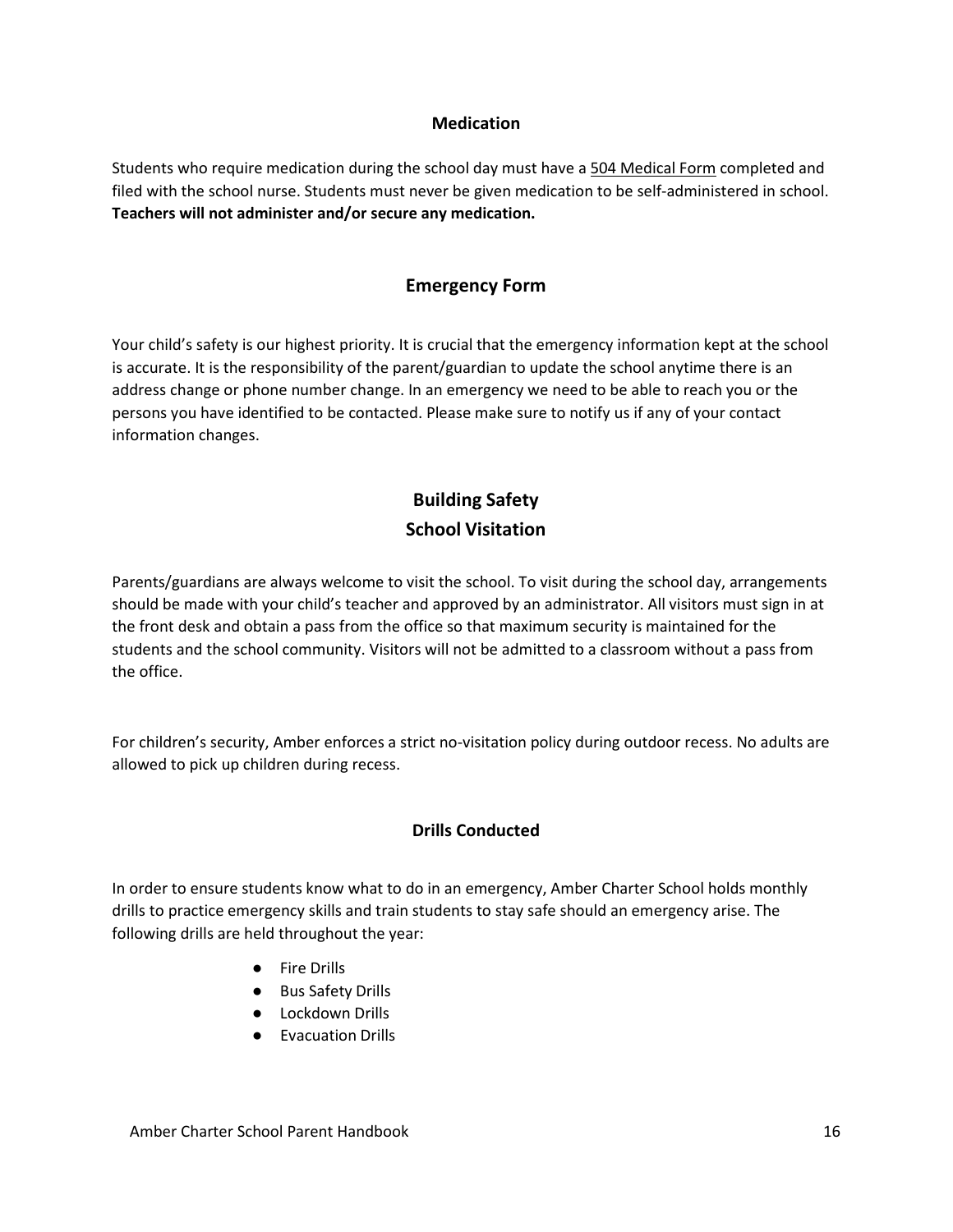## Medication

Students who require medication during the school day must have a 504 Medical Form completed and filed with the school nurse. Students must never be given medication to be self-administered in school. **Teachers will not administer and/or secure any medication.**

## Emergency Form

Your child's safety is our highest priority. It is crucial that the emergency information kept at the school is accurate. It is the responsibility of the parent/guardian to update the school anytime there is an address change or phone number change. In an emergency we need to be able to reach you or the persons you have identified to be contacted. Please make sure to notify us if any of your contact information changes.

## Building Safety

## School Visitation

Parents/guardians are always welcome to visit the school. To visit during the school day, arrangements should be made with your child's teacher and approved by an administrator. All visitors must sign in at the front desk and obtain a pass from the office so that maximum security is maintained for the students and the school community. Visitors will not be admitted to a classroom without a pass from the office.

For children's security, Amber enforces a strict no-visitation policy during outdoor recess. No adults are allowed to pick up children during recess.

## Drills Conducted

In order to ensure students know what to do in an emergency, Amber Charter School holds monthly drills to practice emergency skills and train students to stay safe should an emergency arise. The following drills are held throughout the year:

- Fire Drills
- Bus Safety Drills
- Lockdown Drills
- Evacuation Drills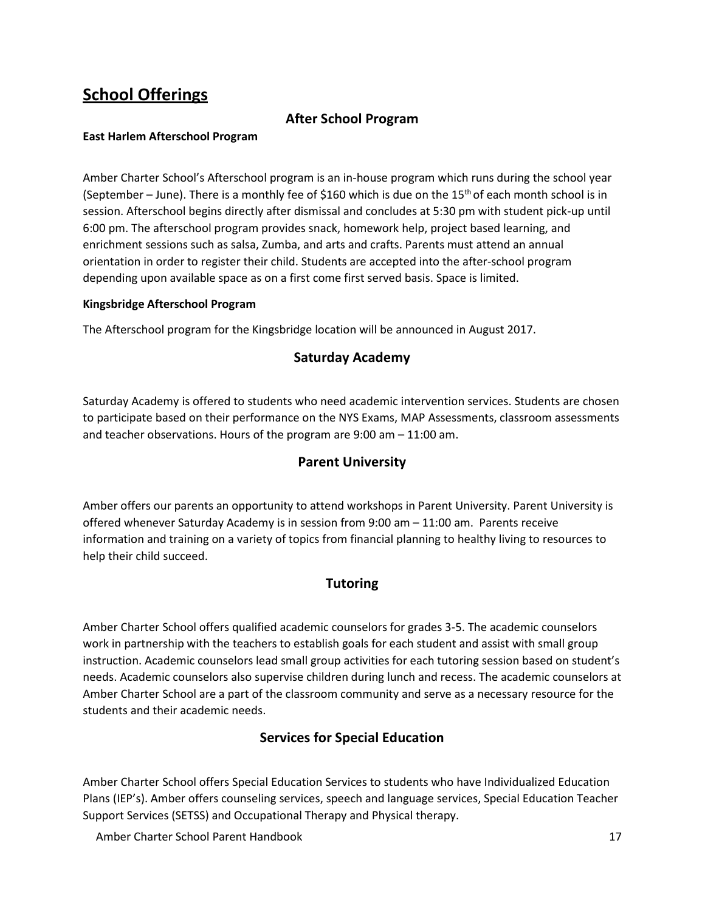# School Offerings

## After School Program

**East Harlem Afterschool Program**

Amber Charter School's Afterschool program is an in-house program which runs during the school year (September – June). There is a monthly fee of $160 which is due on the 15th of each month school is in session. Afterschool begins directly after dismissal and concludes at 5:30 pm with student pick-up until 6:00 pm. The afterschool program provides snack, homework help, project based learning, and enrichment sessions such as salsa, Zumba, and arts and crafts. Parents must attend an annual orientation in order to register their child. Students are accepted into the after-school program depending upon available space as on a first come first served basis. Space is limited.

**Kingsbridge Afterschool Program**

The Afterschool program for the Kingsbridge location will be announced in August 2017.

## Saturday Academy

Saturday Academy is offered to students who need academic intervention services. Students are chosen to participate based on their performance on the NYS Exams, MAP Assessments, classroom assessments and teacher observations. Hours of the program are 9:00 am – 11:00 am.

## Parent University

Amber offers our parents an opportunity to attend workshops in Parent University. Parent University is offered whenever Saturday Academy is in session from 9:00 am – 11:00 am. Parents receive information and training on a variety of topics from financial planning to healthy living to resources to help their child succeed.

## Tutoring

Amber Charter School offers qualified academic counselors for grades 3-5. The academic counselors work in partnership with the teachers to establish goals for each student and assist with small group instruction. Academic counselors lead small group activities for each tutoring session based on student's needs. Academic counselors also supervise children during lunch and recess. The academic counselors at Amber Charter School are a part of the classroom community and serve as a necessary resource for the students and their academic needs.

## Services for Special Education

Amber Charter School offers Special Education Services to students who have Individualized Education Plans (IEP's). Amber offers counseling services, speech and language services, Special Education Teacher Support Services (SETSS) and Occupational Therapy and Physical therapy.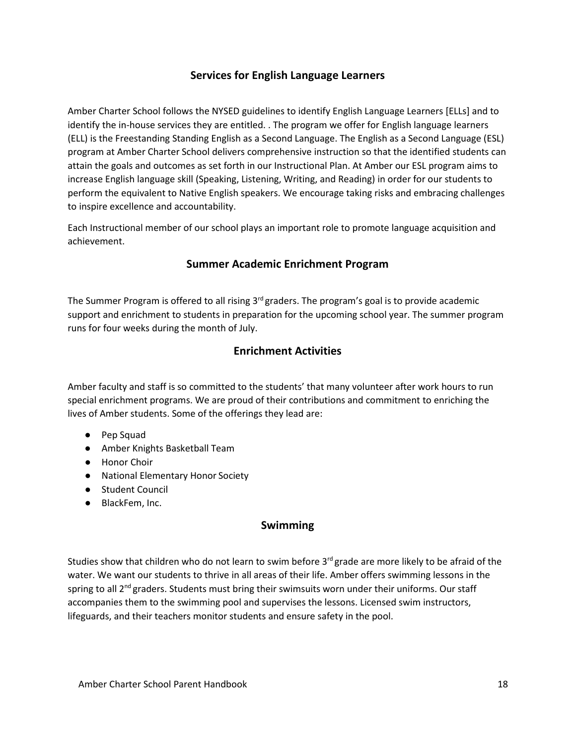## Services for English Language Learners

Amber Charter School follows the NYSED guidelines to identify English Language Learners [ELLs] and to identify the in-house services they are entitled. . The program we offer for English language learners (ELL) is the Freestanding Standing English as a Second Language. The English as a Second Language (ESL) program at Amber Charter School delivers comprehensive instruction so that the identified students can attain the goals and outcomes as set forth in our Instructional Plan. At Amber our ESL program aims to increase English language skill (Speaking, Listening, Writing, and Reading) in order for our students to perform the equivalent to Native English speakers. We encourage taking risks and embracing challenges to inspire excellence and accountability.

Each Instructional member of our school plays an important role to promote language acquisition and achievement.

## Summer Academic Enrichment Program

The Summer Program is offered to all rising 3rd graders. The program's goal is to provide academic support and enrichment to students in preparation for the upcoming school year. The summer program runs for four weeks during the month of July.

## Enrichment Activities

Amber faculty and staff is so committed to the students' that many volunteer after work hours to run special enrichment programs. We are proud of their contributions and commitment to enriching the lives of Amber students. Some of the offerings they lead are:

- Pep Squad
- Amber Knights Basketball Team
- Honor Choir
- National Elementary Honor Society
- Student Council
- BlackFem, Inc.

## Swimming

Studies show that children who do not learn to swim before 3rd grade are more likely to be afraid of the water. We want our students to thrive in all areas of their life. Amber offers swimming lessons in the spring to all 2nd graders. Students must bring their swimsuits worn under their uniforms. Our staff accompanies them to the swimming pool and supervises the lessons. Licensed swim instructors, lifeguards, and their teachers monitor students and ensure safety in the pool.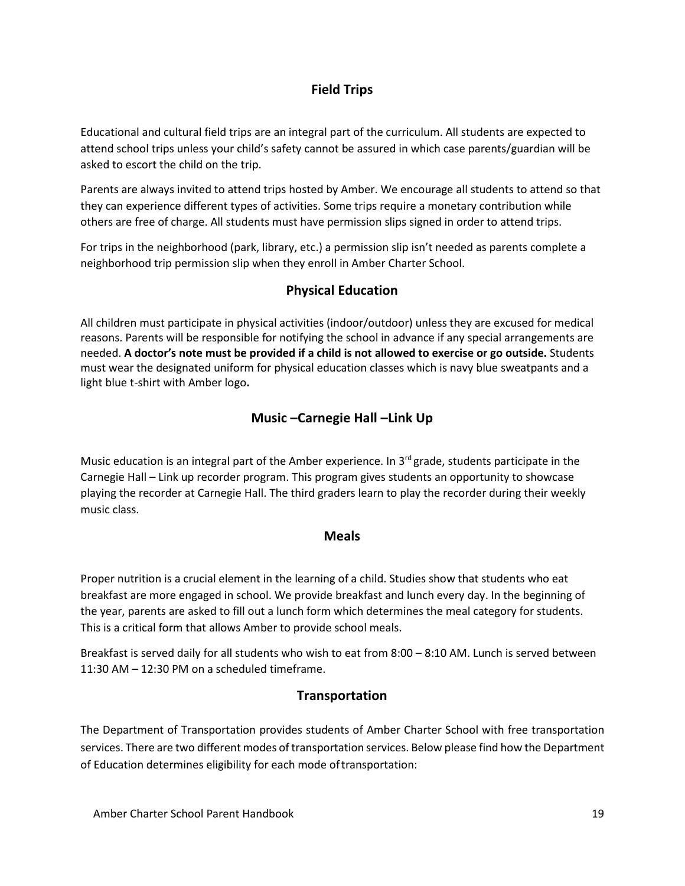## Field Trips

Educational and cultural field trips are an integral part of the curriculum. All students are expected to attend school trips unless your child's safety cannot be assured in which case parents/guardian will be asked to escort the child on the trip.

Parents are always invited to attend trips hosted by Amber. We encourage all students to attend so that they can experience different types of activities. Some trips require a monetary contribution while others are free of charge. All students must have permission slips signed in order to attend trips.

For trips in the neighborhood (park, library, etc.) a permission slip isn't needed as parents complete a neighborhood trip permission slip when they enroll in Amber Charter School.

## Physical Education

All children must participate in physical activities (indoor/outdoor) unless they are excused for medical reasons. Parents will be responsible for notifying the school in advance if any special arrangements are needed. **A doctor's note must be provided if a child is not allowed to exercise or go outside.** Students must wear the designated uniform for physical education classes which is navy blue sweatpants and a light blue t-shirt with Amber logo**.**

## Music –Carnegie Hall –Link Up

Music education is an integral part of the Amber experience. In 3rd grade, students participate in the Carnegie Hall – Link up recorder program. This program gives students an opportunity to showcase playing the recorder at Carnegie Hall. The third graders learn to play the recorder during their weekly music class.

## Meals

Proper nutrition is a crucial element in the learning of a child. Studies show that students who eat breakfast are more engaged in school. We provide breakfast and lunch every day. In the beginning of the year, parents are asked to fill out a lunch form which determines the meal category for students. This is a critical form that allows Amber to provide school meals.

Breakfast is served daily for all students who wish to eat from 8:00 – 8:10 AM. Lunch is served between 11:30 AM – 12:30 PM on a scheduled timeframe.

## Transportation

The Department of Transportation provides students of Amber Charter School with free transportation services. There are two different modes of transportation services. Below please find how the Department of Education determines eligibility for each mode of transportation: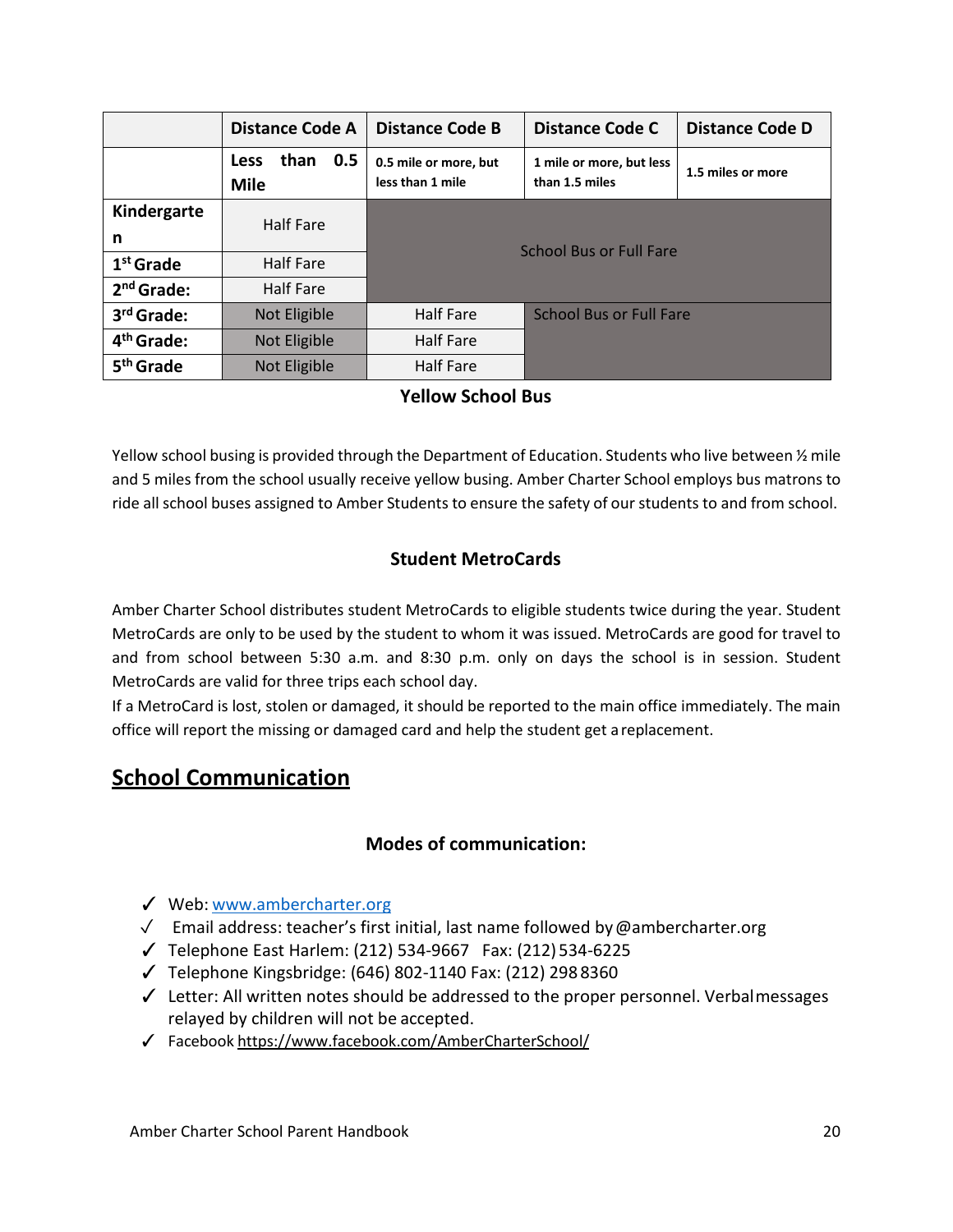| | Distance Code A | Distance Code B | Distance Code C | Distance Code D |
|---|---|---|---|---|
| | Less than 0.5 Mile | 0.5 mile or more, but less than 1 mile | 1 mile or more, but less than 1.5 miles | 1.5 miles or more |
| Kindergarten | Half Fare | School Bus or Full Fare | | |
| 1st Grade | Half Fare | | | |
| 2nd Grade: | Half Fare | | | |
| 3rd Grade: | Not Eligible | Half Fare | School Bus or Full Fare | |
| 4th Grade: | Not Eligible | Half Fare | | |
| 5th Grade | Not Eligible | Half Fare | | |

### Yellow School Bus

Yellow school busing is provided through the Department of Education. Students who live between ½ mile and 5 miles from the school usually receive yellow busing. Amber Charter School employs bus matrons to ride all school buses assigned to Amber Students to ensure the safety of our students to and from school.

### Student MetroCards

Amber Charter School distributes student MetroCards to eligible students twice during the year. Student MetroCards are only to be used by the student to whom it was issued. MetroCards are good for travel to and from school between 5:30 a.m. and 8:30 p.m. only on days the school is in session. Student MetroCards are valid for three trips each school day.

If a MetroCard is lost, stolen or damaged, it should be reported to the main office immediately. The main office will report the missing or damaged card and help the student get a replacement.

## School Communication

### Modes of communication:

- ✓ Web: www.ambercharter.org
- ✓ Email address: teacher's first initial, last name followed by @ambercharter.org
- ✓ Telephone East Harlem: (212) 534-9667 Fax: (212) 534-6225
- ✓ Telephone Kingsbridge: (646) 802-1140 Fax: (212) 298 8360
- ✓ Letter: All written notes should be addressed to the proper personnel. Verbal messages relayed by children will not be accepted.
- ✓ Facebook https://www.facebook.com/AmberCharterSchool/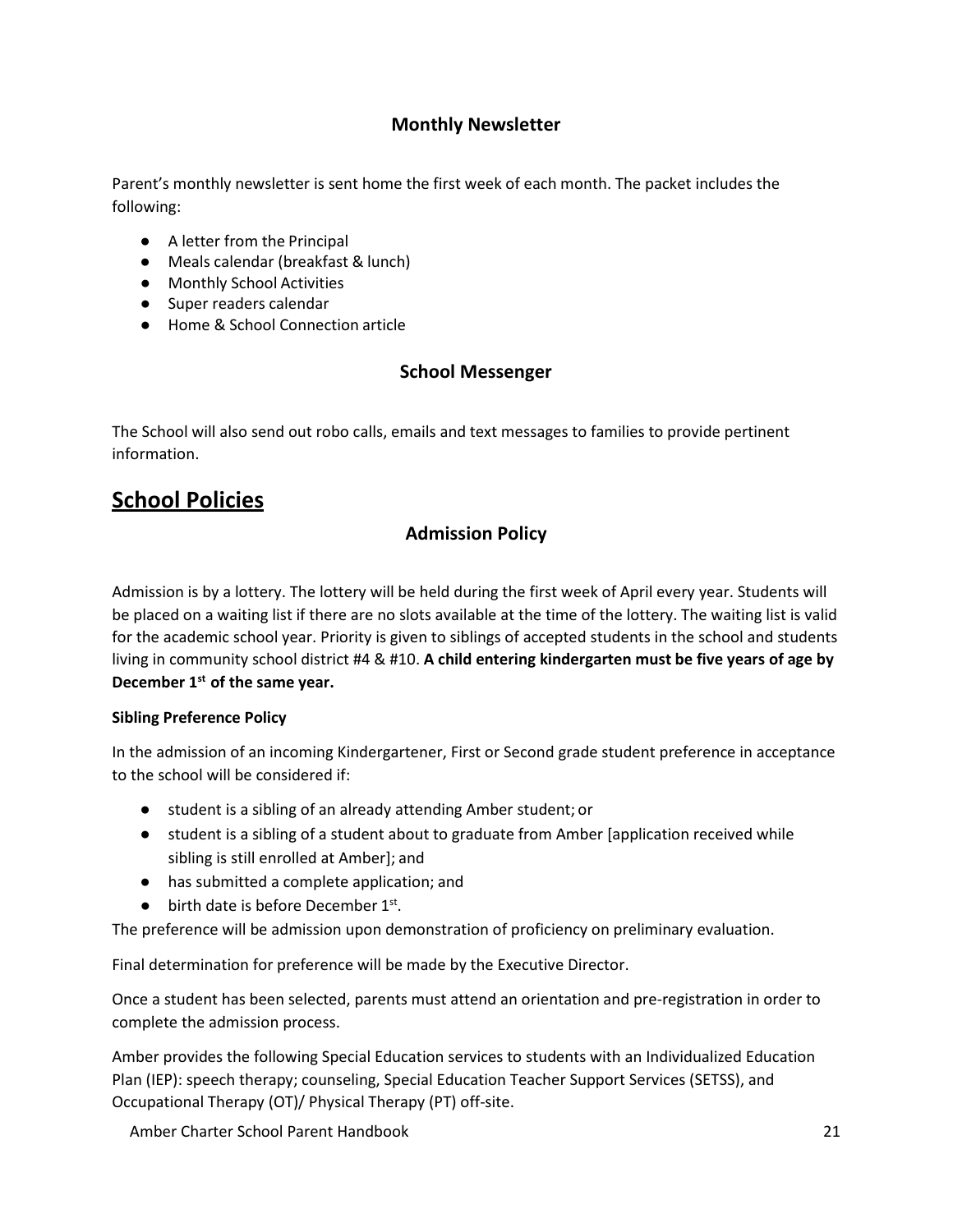### Monthly Newsletter

Parent's monthly newsletter is sent home the first week of each month. The packet includes the following:

- A letter from the Principal
- Meals calendar (breakfast & lunch)
- Monthly School Activities
- Super readers calendar
- Home & School Connection article

### School Messenger

The School will also send out robo calls, emails and text messages to families to provide pertinent information.

## School Policies

### Admission Policy

Admission is by a lottery. The lottery will be held during the first week of April every year. Students will be placed on a waiting list if there are no slots available at the time of the lottery. The waiting list is valid for the academic school year. Priority is given to siblings of accepted students in the school and students living in community school district #4 & #10. **A child entering kindergarten must be five years of age by December 1st of the same year.**

**Sibling Preference Policy**

In the admission of an incoming Kindergartener, First or Second grade student preference in acceptance to the school will be considered if:

- student is a sibling of an already attending Amber student; or
- student is a sibling of a student about to graduate from Amber [application received while sibling is still enrolled at Amber]; and
- has submitted a complete application; and
- birth date is before December 1st.

The preference will be admission upon demonstration of proficiency on preliminary evaluation.

Final determination for preference will be made by the Executive Director.

Once a student has been selected, parents must attend an orientation and pre-registration in order to complete the admission process.

Amber provides the following Special Education services to students with an Individualized Education Plan (IEP): speech therapy; counseling, Special Education Teacher Support Services (SETSS), and Occupational Therapy (OT)/ Physical Therapy (PT) off-site.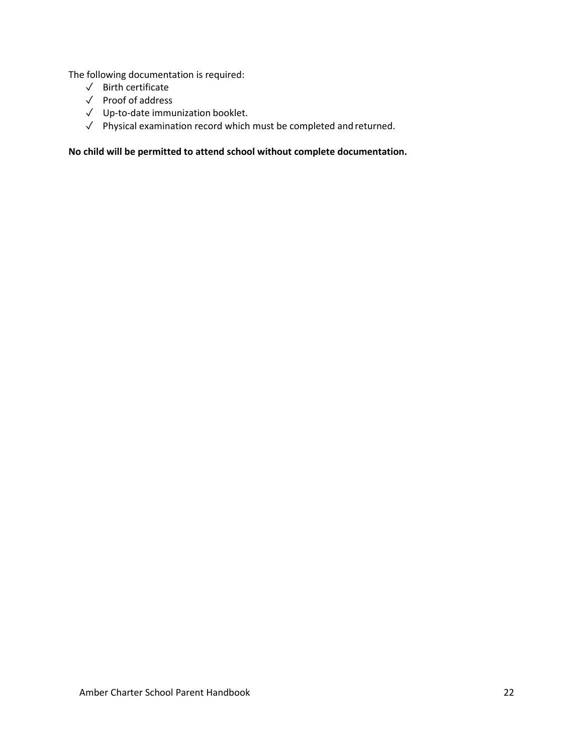The following documentation is required:

- ✓ Birth certificate
- ✓ Proof of address
- ✓ Up-to-date immunization booklet.
- ✓ Physical examination record which must be completed and returned.

**No child will be permitted to attend school without complete documentation.**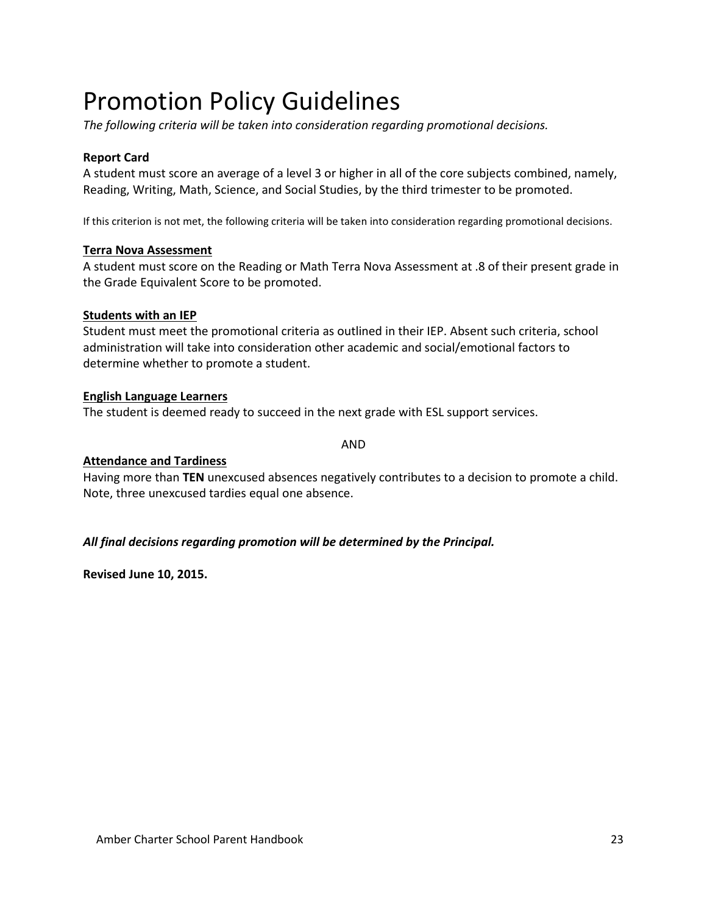# Promotion Policy Guidelines

*The following criteria will be taken into consideration regarding promotional decisions.*

**Report Card**

A student must score an average of a level 3 or higher in all of the core subjects combined, namely, Reading, Writing, Math, Science, and Social Studies, by the third trimester to be promoted.

If this criterion is not met, the following criteria will be taken into consideration regarding promotional decisions.

**Terra Nova Assessment**

A student must score on the Reading or Math Terra Nova Assessment at .8 of their present grade in the Grade Equivalent Score to be promoted.

**Students with an IEP**

Student must meet the promotional criteria as outlined in their IEP. Absent such criteria, school administration will take into consideration other academic and social/emotional factors to determine whether to promote a student.

**English Language Learners**

The student is deemed ready to succeed in the next grade with ESL support services.

AND

**Attendance and Tardiness**

Having more than **TEN** unexcused absences negatively contributes to a decision to promote a child. Note, three unexcused tardies equal one absence.

***All final decisions regarding promotion will be determined by the Principal.***

**Revised June 10, 2015.**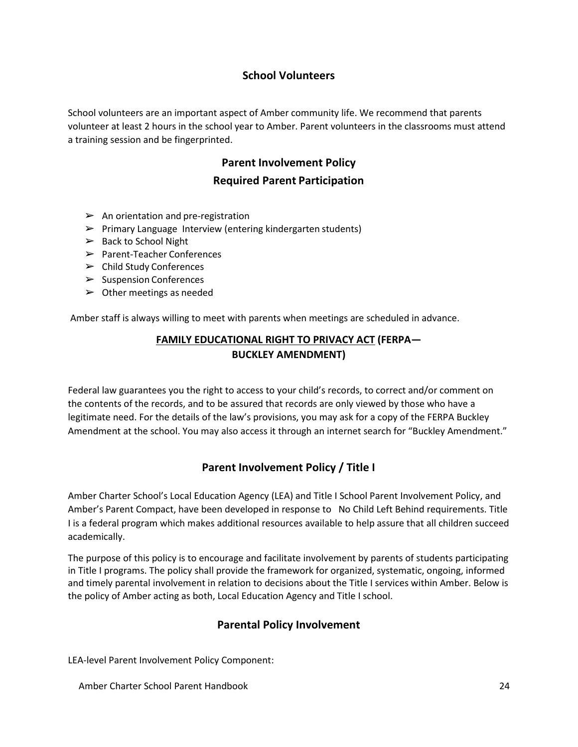## School Volunteers

School volunteers are an important aspect of Amber community life. We recommend that parents volunteer at least 2 hours in the school year to Amber. Parent volunteers in the classrooms must attend a training session and be fingerprinted.

## Parent Involvement Policy

## Required Parent Participation

- ➢ An orientation and pre-registration
- ➢ Primary Language Interview (entering kindergarten students)
- ➢ Back to School Night
- ➢ Parent-Teacher Conferences
- ➢ Child Study Conferences
- ➢ Suspension Conferences
- ➢ Other meetings as needed

Amber staff is always willing to meet with parents when meetings are scheduled in advance.

## FAMILY EDUCATIONAL RIGHT TO PRIVACY ACT (FERPA—BUCKLEY AMENDMENT)

Federal law guarantees you the right to access to your child's records, to correct and/or comment on the contents of the records, and to be assured that records are only viewed by those who have a legitimate need. For the details of the law's provisions, you may ask for a copy of the FERPA Buckley Amendment at the school. You may also access it through an internet search for "Buckley Amendment."

## Parent Involvement Policy / Title I

Amber Charter School's Local Education Agency (LEA) and Title I School Parent Involvement Policy, and Amber's Parent Compact, have been developed in response to No Child Left Behind requirements. Title I is a federal program which makes additional resources available to help assure that all children succeed academically.

The purpose of this policy is to encourage and facilitate involvement by parents of students participating in Title I programs. The policy shall provide the framework for organized, systematic, ongoing, informed and timely parental involvement in relation to decisions about the Title I services within Amber. Below is the policy of Amber acting as both, Local Education Agency and Title I school.

## Parental Policy Involvement

LEA-level Parent Involvement Policy Component: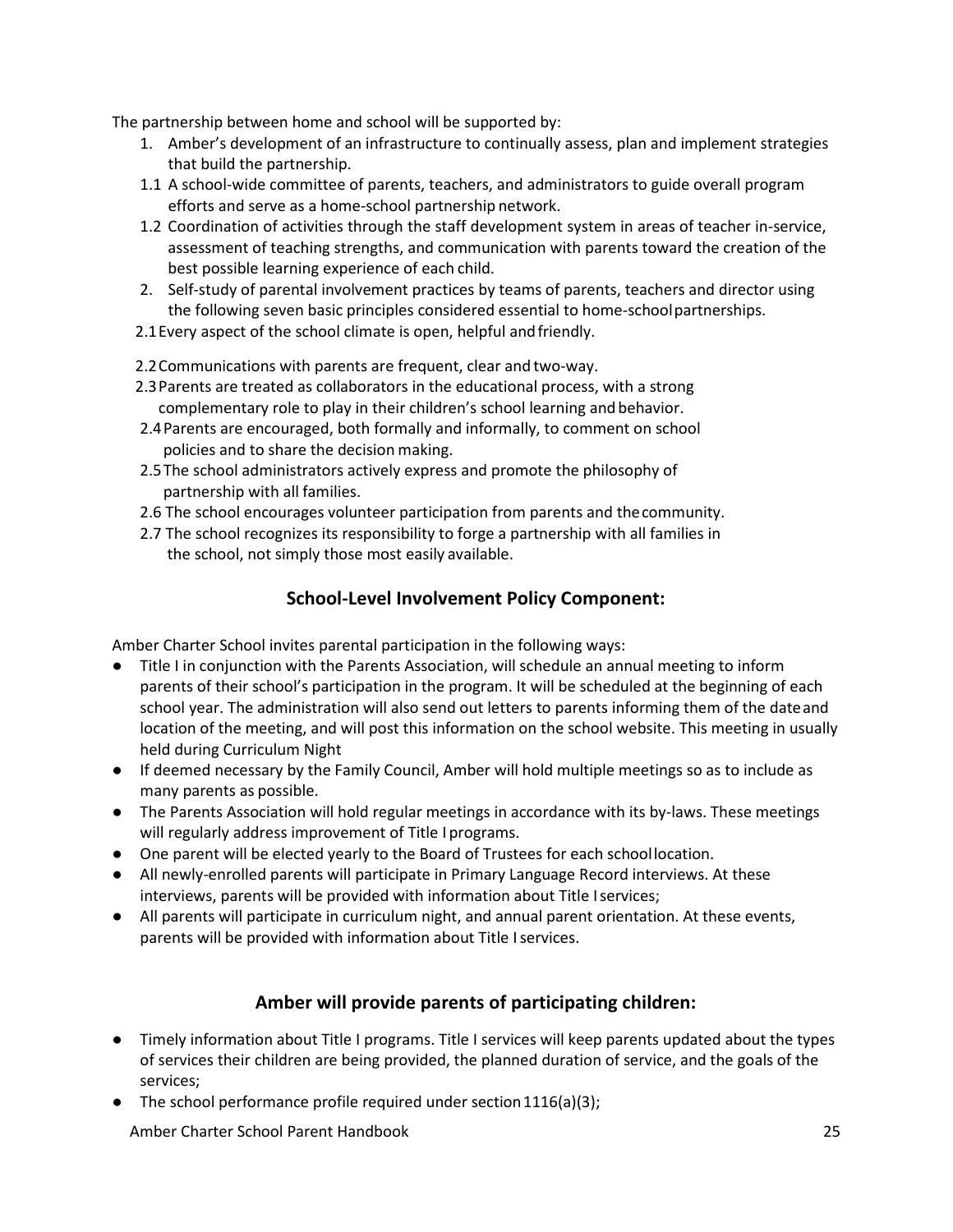The partnership between home and school will be supported by:

1. Amber's development of an infrastructure to continually assess, plan and implement strategies that build the partnership.

1.1 A school-wide committee of parents, teachers, and administrators to guide overall program efforts and serve as a home-school partnership network.

1.2 Coordination of activities through the staff development system in areas of teacher in-service, assessment of teaching strengths, and communication with parents toward the creation of the best possible learning experience of each child.

2. Self-study of parental involvement practices by teams of parents, teachers and director using the following seven basic principles considered essential to home-school partnerships.

2.1 Every aspect of the school climate is open, helpful and friendly.

2.2 Communications with parents are frequent, clear and two-way.

2.3 Parents are treated as collaborators in the educational process, with a strong complementary role to play in their children's school learning and behavior.

2.4 Parents are encouraged, both formally and informally, to comment on school policies and to share the decision making.

2.5 The school administrators actively express and promote the philosophy of partnership with all families.

2.6 The school encourages volunteer participation from parents and the community.

2.7 The school recognizes its responsibility to forge a partnership with all families in the school, not simply those most easily available.

## School-Level Involvement Policy Component:

Amber Charter School invites parental participation in the following ways:

- Title I in conjunction with the Parents Association, will schedule an annual meeting to inform parents of their school's participation in the program. It will be scheduled at the beginning of each school year. The administration will also send out letters to parents informing them of the date and location of the meeting, and will post this information on the school website. This meeting in usually held during Curriculum Night
- If deemed necessary by the Family Council, Amber will hold multiple meetings so as to include as many parents as possible.
- The Parents Association will hold regular meetings in accordance with its by-laws. These meetings will regularly address improvement of Title I programs.
- One parent will be elected yearly to the Board of Trustees for each school location.
- All newly-enrolled parents will participate in Primary Language Record interviews. At these interviews, parents will be provided with information about Title I services;
- All parents will participate in curriculum night, and annual parent orientation. At these events, parents will be provided with information about Title I services.

## Amber will provide parents of participating children:

- Timely information about Title I programs. Title I services will keep parents updated about the types of services their children are being provided, the planned duration of service, and the goals of the services;
- The school performance profile required under section 1116(a)(3);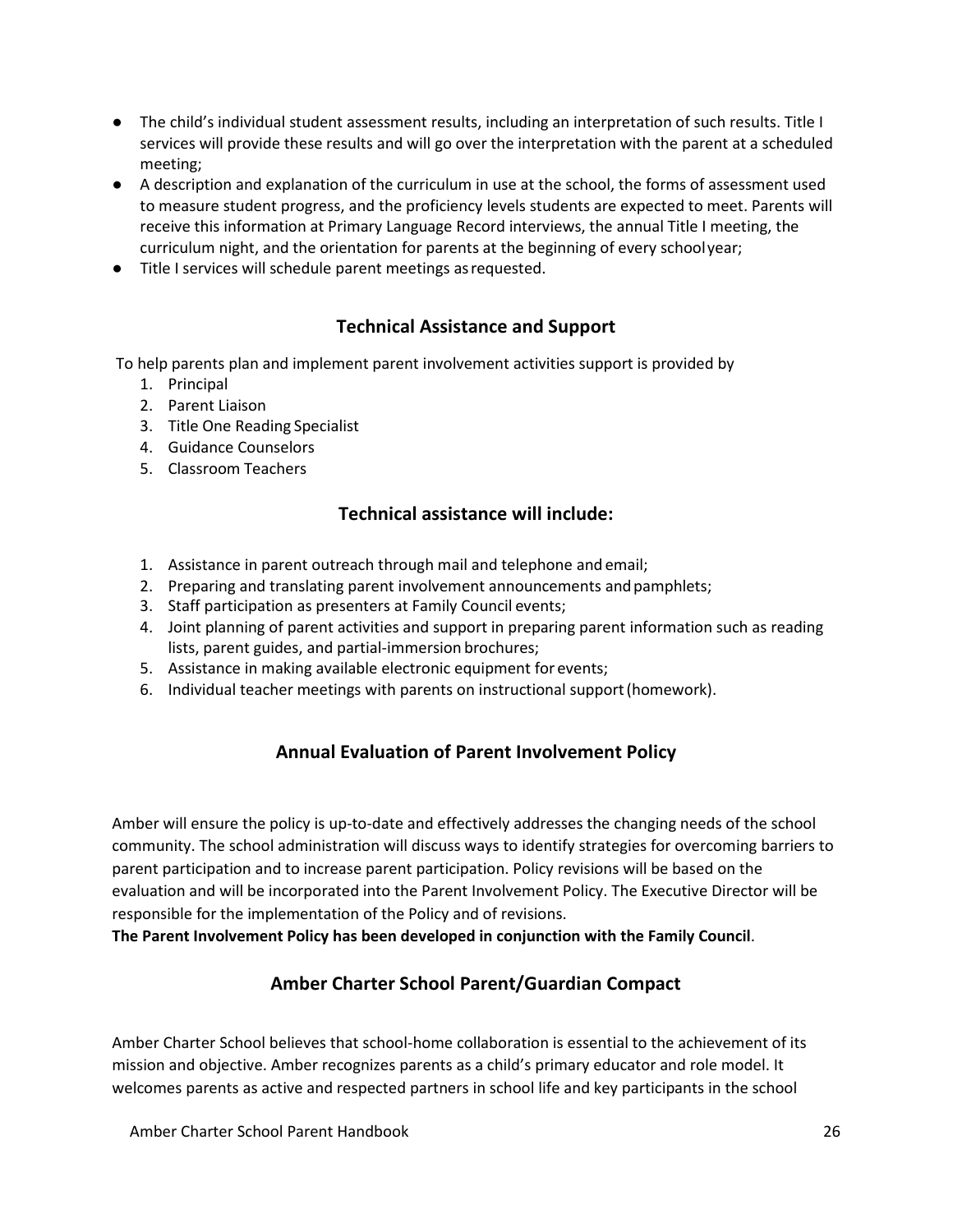- The child's individual student assessment results, including an interpretation of such results. Title I services will provide these results and will go over the interpretation with the parent at a scheduled meeting;
- A description and explanation of the curriculum in use at the school, the forms of assessment used to measure student progress, and the proficiency levels students are expected to meet. Parents will receive this information at Primary Language Record interviews, the annual Title I meeting, the curriculum night, and the orientation for parents at the beginning of every school year;
- Title I services will schedule parent meetings as requested.

## Technical Assistance and Support

To help parents plan and implement parent involvement activities support is provided by

1. Principal
2. Parent Liaison
3. Title One Reading Specialist
4. Guidance Counselors
5. Classroom Teachers

## Technical assistance will include:

1. Assistance in parent outreach through mail and telephone and email;
2. Preparing and translating parent involvement announcements and pamphlets;
3. Staff participation as presenters at Family Council events;
4. Joint planning of parent activities and support in preparing parent information such as reading lists, parent guides, and partial-immersion brochures;
5. Assistance in making available electronic equipment for events;
6. Individual teacher meetings with parents on instructional support (homework).

## Annual Evaluation of Parent Involvement Policy

Amber will ensure the policy is up-to-date and effectively addresses the changing needs of the school community. The school administration will discuss ways to identify strategies for overcoming barriers to parent participation and to increase parent participation. Policy revisions will be based on the evaluation and will be incorporated into the Parent Involvement Policy. The Executive Director will be responsible for the implementation of the Policy and of revisions.

**The Parent Involvement Policy has been developed in conjunction with the Family Council**.

## Amber Charter School Parent/Guardian Compact

Amber Charter School believes that school-home collaboration is essential to the achievement of its mission and objective. Amber recognizes parents as a child's primary educator and role model. It welcomes parents as active and respected partners in school life and key participants in the school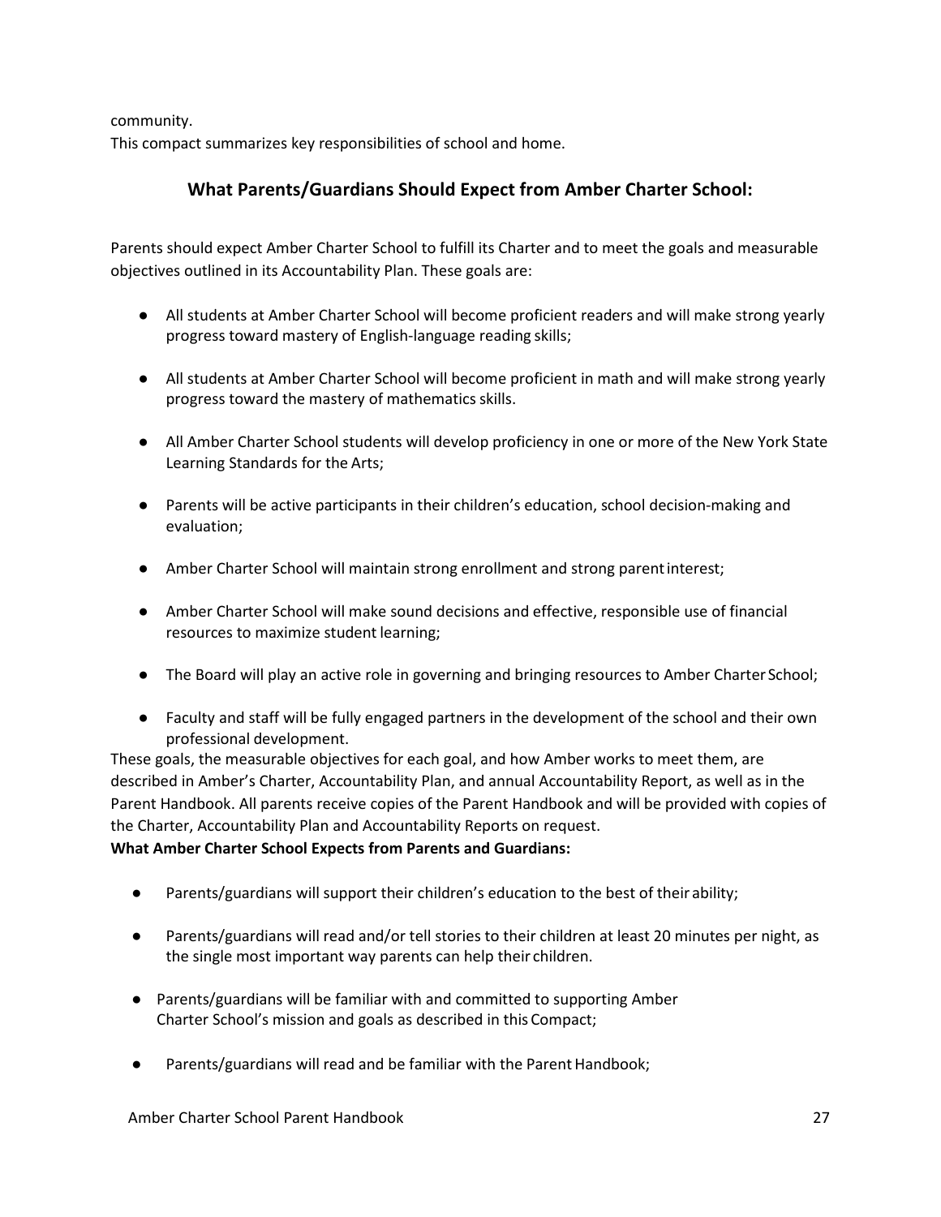community.
This compact summarizes key responsibilities of school and home.

## What Parents/Guardians Should Expect from Amber Charter School:

Parents should expect Amber Charter School to fulfill its Charter and to meet the goals and measurable objectives outlined in its Accountability Plan. These goals are:

- All students at Amber Charter School will become proficient readers and will make strong yearly progress toward mastery of English-language reading skills;
- All students at Amber Charter School will become proficient in math and will make strong yearly progress toward the mastery of mathematics skills.
- All Amber Charter School students will develop proficiency in one or more of the New York State Learning Standards for the Arts;
- Parents will be active participants in their children's education, school decision-making and evaluation;
- Amber Charter School will maintain strong enrollment and strong parent interest;
- Amber Charter School will make sound decisions and effective, responsible use of financial resources to maximize student learning;
- The Board will play an active role in governing and bringing resources to Amber Charter School;
- Faculty and staff will be fully engaged partners in the development of the school and their own professional development.

These goals, the measurable objectives for each goal, and how Amber works to meet them, are described in Amber's Charter, Accountability Plan, and annual Accountability Report, as well as in the Parent Handbook. All parents receive copies of the Parent Handbook and will be provided with copies of the Charter, Accountability Plan and Accountability Reports on request.

**What Amber Charter School Expects from Parents and Guardians:**

- Parents/guardians will support their children's education to the best of their ability;
- Parents/guardians will read and/or tell stories to their children at least 20 minutes per night, as the single most important way parents can help their children.
- Parents/guardians will be familiar with and committed to supporting Amber Charter School's mission and goals as described in this Compact;
- Parents/guardians will read and be familiar with the Parent Handbook;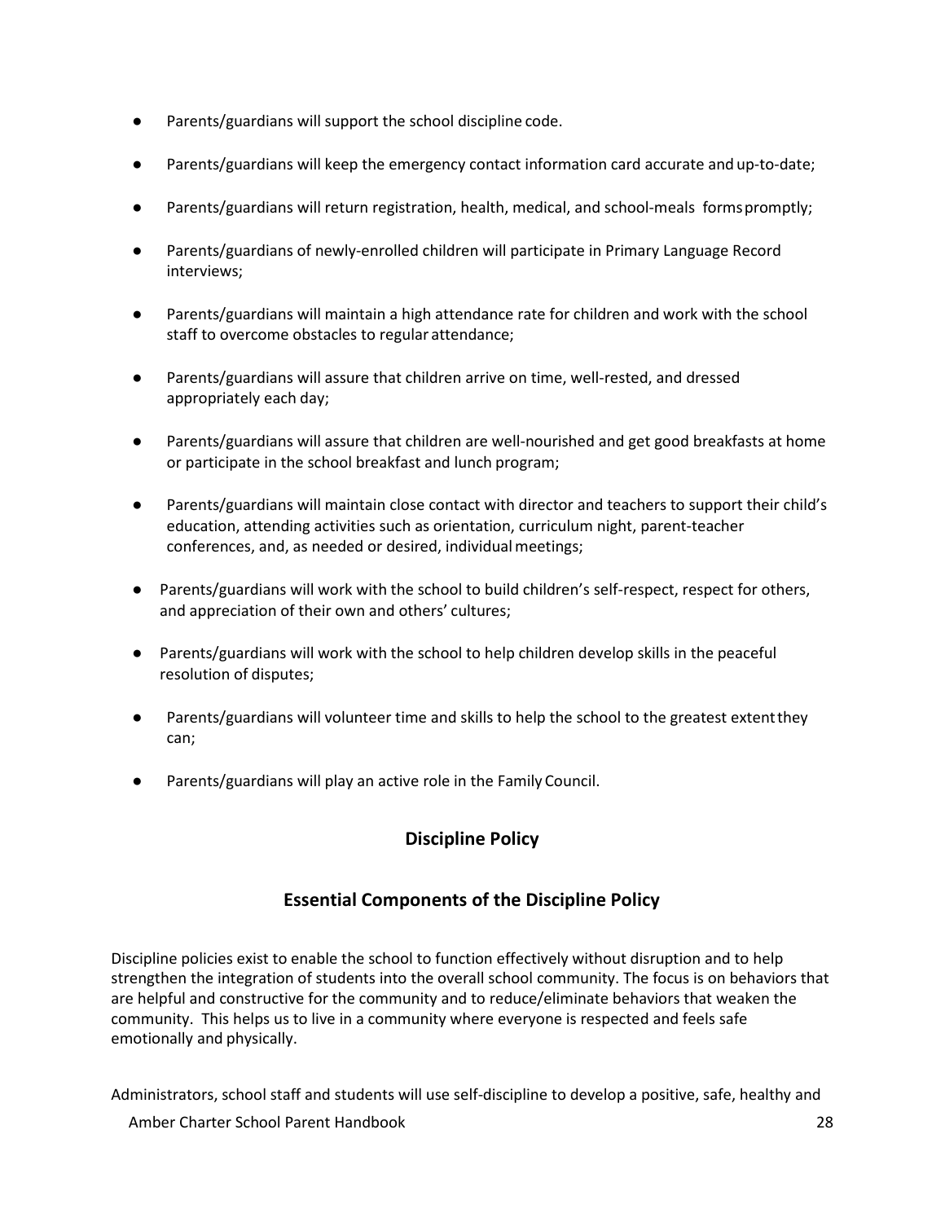- Parents/guardians will support the school discipline code.
- Parents/guardians will keep the emergency contact information card accurate and up-to-date;
- Parents/guardians will return registration, health, medical, and school-meals forms promptly;
- Parents/guardians of newly-enrolled children will participate in Primary Language Record interviews;
- Parents/guardians will maintain a high attendance rate for children and work with the school staff to overcome obstacles to regular attendance;
- Parents/guardians will assure that children arrive on time, well-rested, and dressed appropriately each day;
- Parents/guardians will assure that children are well-nourished and get good breakfasts at home or participate in the school breakfast and lunch program;
- Parents/guardians will maintain close contact with director and teachers to support their child's education, attending activities such as orientation, curriculum night, parent-teacher conferences, and, as needed or desired, individual meetings;
- Parents/guardians will work with the school to build children's self-respect, respect for others, and appreciation of their own and others' cultures;
- Parents/guardians will work with the school to help children develop skills in the peaceful resolution of disputes;
- Parents/guardians will volunteer time and skills to help the school to the greatest extent they can;
- Parents/guardians will play an active role in the Family Council.

## Discipline Policy

### Essential Components of the Discipline Policy

Discipline policies exist to enable the school to function effectively without disruption and to help strengthen the integration of students into the overall school community. The focus is on behaviors that are helpful and constructive for the community and to reduce/eliminate behaviors that weaken the community. This helps us to live in a community where everyone is respected and feels safe emotionally and physically.

Administrators, school staff and students will use self-discipline to develop a positive, safe, healthy and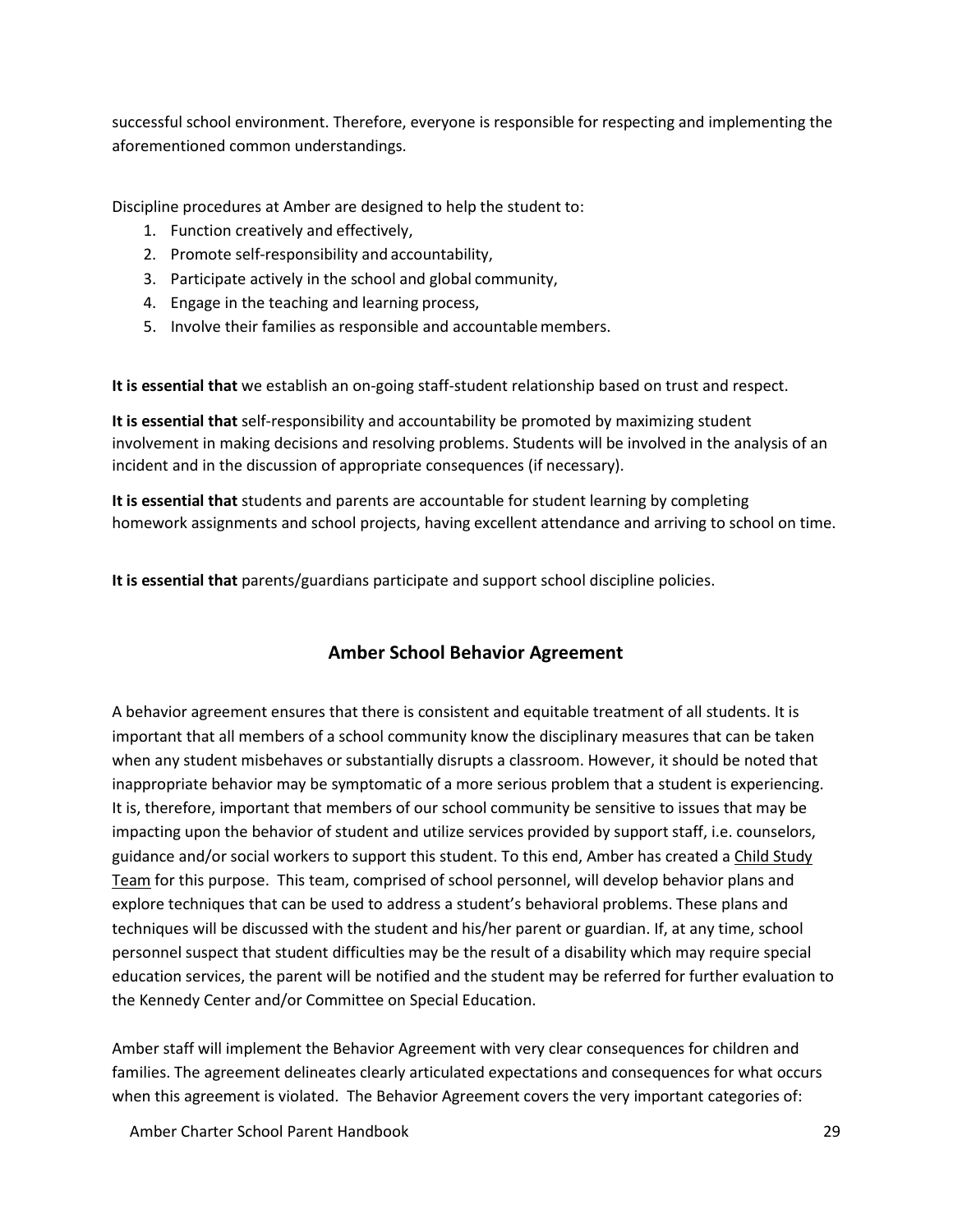successful school environment. Therefore, everyone is responsible for respecting and implementing the aforementioned common understandings.

Discipline procedures at Amber are designed to help the student to:

1. Function creatively and effectively,
2. Promote self-responsibility and accountability,
3. Participate actively in the school and global community,
4. Engage in the teaching and learning process,
5. Involve their families as responsible and accountable members.

**It is essential that** we establish an on-going staff-student relationship based on trust and respect.

**It is essential that** self-responsibility and accountability be promoted by maximizing student involvement in making decisions and resolving problems. Students will be involved in the analysis of an incident and in the discussion of appropriate consequences (if necessary).

**It is essential that** students and parents are accountable for student learning by completing homework assignments and school projects, having excellent attendance and arriving to school on time.

**It is essential that** parents/guardians participate and support school discipline policies.

## Amber School Behavior Agreement

A behavior agreement ensures that there is consistent and equitable treatment of all students. It is important that all members of a school community know the disciplinary measures that can be taken when any student misbehaves or substantially disrupts a classroom. However, it should be noted that inappropriate behavior may be symptomatic of a more serious problem that a student is experiencing. It is, therefore, important that members of our school community be sensitive to issues that may be impacting upon the behavior of student and utilize services provided by support staff, i.e. counselors, guidance and/or social workers to support this student. To this end, Amber has created a Child Study Team for this purpose. This team, comprised of school personnel, will develop behavior plans and explore techniques that can be used to address a student's behavioral problems. These plans and techniques will be discussed with the student and his/her parent or guardian. If, at any time, school personnel suspect that student difficulties may be the result of a disability which may require special education services, the parent will be notified and the student may be referred for further evaluation to the Kennedy Center and/or Committee on Special Education.

Amber staff will implement the Behavior Agreement with very clear consequences for children and families. The agreement delineates clearly articulated expectations and consequences for what occurs when this agreement is violated. The Behavior Agreement covers the very important categories of: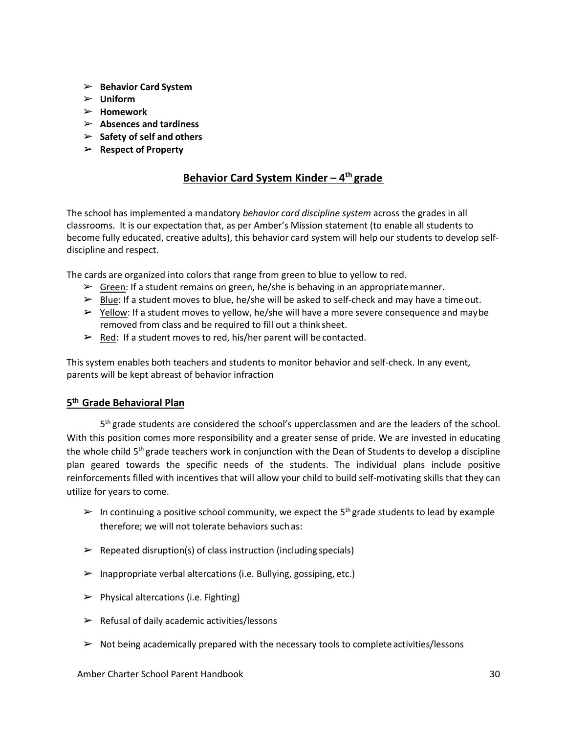- **Behavior Card System**
- **Uniform**
- **Homework**
- **Absences and tardiness**
- **Safety of self and others**
- **Respect of Property**

## Behavior Card System Kinder – 4th grade

The school has implemented a mandatory *behavior card discipline system* across the grades in all classrooms. It is our expectation that, as per Amber's Mission statement (to enable all students to become fully educated, creative adults), this behavior card system will help our students to develop self-discipline and respect.

The cards are organized into colors that range from green to blue to yellow to red.

- Green: If a student remains on green, he/she is behaving in an appropriate manner.
- Blue: If a student moves to blue, he/she will be asked to self-check and may have a time out.
- Yellow: If a student moves to yellow, he/she will have a more severe consequence and may be removed from class and be required to fill out a think sheet.
- Red: If a student moves to red, his/her parent will be contacted.

This system enables both teachers and students to monitor behavior and self-check. In any event, parents will be kept abreast of behavior infraction

### 5th Grade Behavioral Plan

5th grade students are considered the school's upperclassmen and are the leaders of the school. With this position comes more responsibility and a greater sense of pride. We are invested in educating the whole child 5th grade teachers work in conjunction with the Dean of Students to develop a discipline plan geared towards the specific needs of the students. The individual plans include positive reinforcements filled with incentives that will allow your child to build self-motivating skills that they can utilize for years to come.

- In continuing a positive school community, we expect the 5th grade students to lead by example therefore; we will not tolerate behaviors such as:
- Repeated disruption(s) of class instruction (including specials)
- Inappropriate verbal altercations (i.e. Bullying, gossiping, etc.)
- Physical altercations (i.e. Fighting)
- Refusal of daily academic activities/lessons
- Not being academically prepared with the necessary tools to complete activities/lessons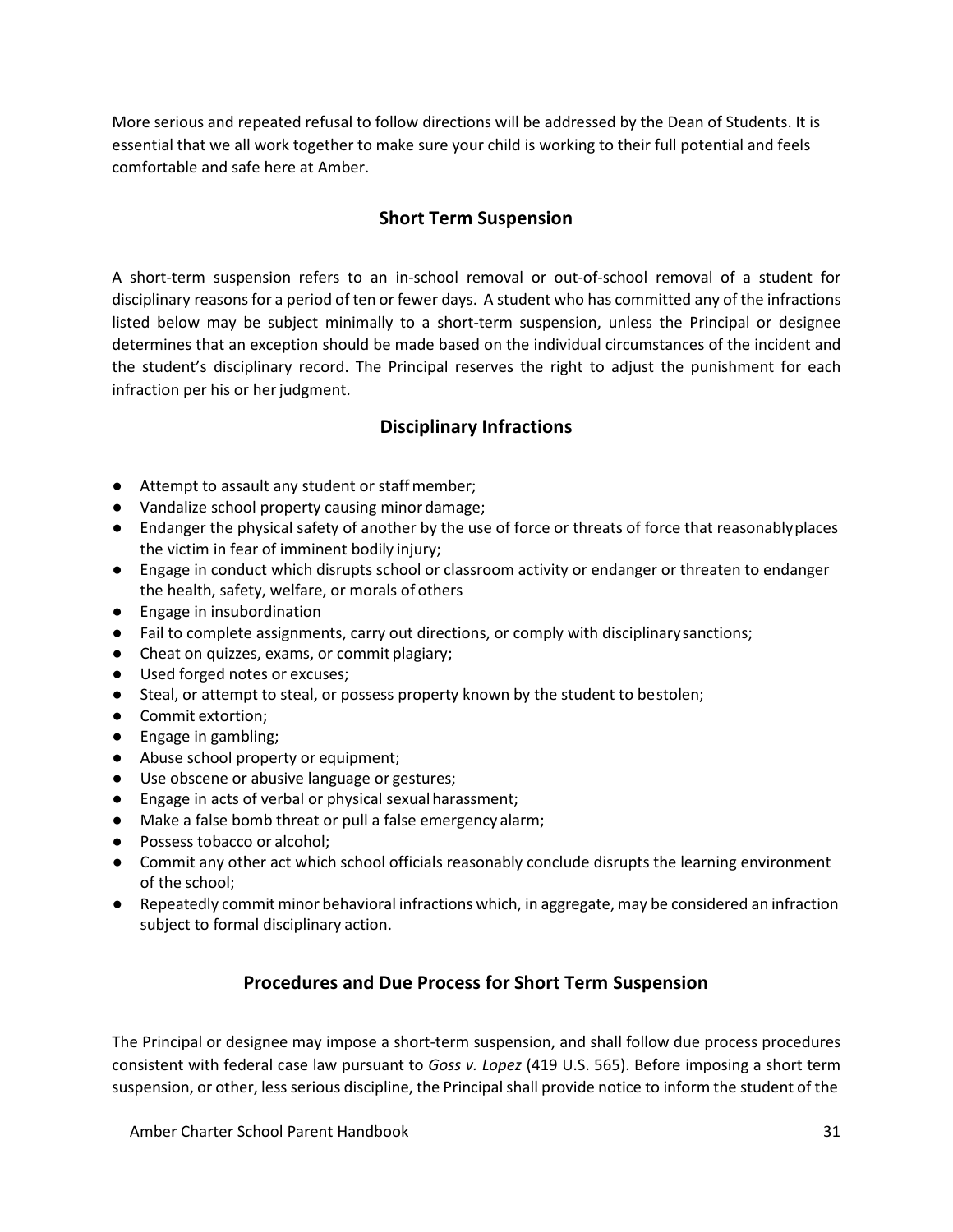More serious and repeated refusal to follow directions will be addressed by the Dean of Students. It is essential that we all work together to make sure your child is working to their full potential and feels comfortable and safe here at Amber.

## Short Term Suspension

A short-term suspension refers to an in-school removal or out-of-school removal of a student for disciplinary reasons for a period of ten or fewer days. A student who has committed any of the infractions listed below may be subject minimally to a short-term suspension, unless the Principal or designee determines that an exception should be made based on the individual circumstances of the incident and the student's disciplinary record. The Principal reserves the right to adjust the punishment for each infraction per his or her judgment.

## Disciplinary Infractions

- Attempt to assault any student or staff member;
- Vandalize school property causing minor damage;
- Endanger the physical safety of another by the use of force or threats of force that reasonably places the victim in fear of imminent bodily injury;
- Engage in conduct which disrupts school or classroom activity or endanger or threaten to endanger the health, safety, welfare, or morals of others
- Engage in insubordination
- Fail to complete assignments, carry out directions, or comply with disciplinary sanctions;
- Cheat on quizzes, exams, or commit plagiary;
- Used forged notes or excuses;
- Steal, or attempt to steal, or possess property known by the student to be stolen;
- Commit extortion;
- Engage in gambling;
- Abuse school property or equipment;
- Use obscene or abusive language or gestures;
- Engage in acts of verbal or physical sexual harassment;
- Make a false bomb threat or pull a false emergency alarm;
- Possess tobacco or alcohol;
- Commit any other act which school officials reasonably conclude disrupts the learning environment of the school;
- Repeatedly commit minor behavioral infractions which, in aggregate, may be considered an infraction subject to formal disciplinary action.

## Procedures and Due Process for Short Term Suspension

The Principal or designee may impose a short-term suspension, and shall follow due process procedures consistent with federal case law pursuant to *Goss v. Lopez* (419 U.S. 565). Before imposing a short term suspension, or other, less serious discipline, the Principal shall provide notice to inform the student of the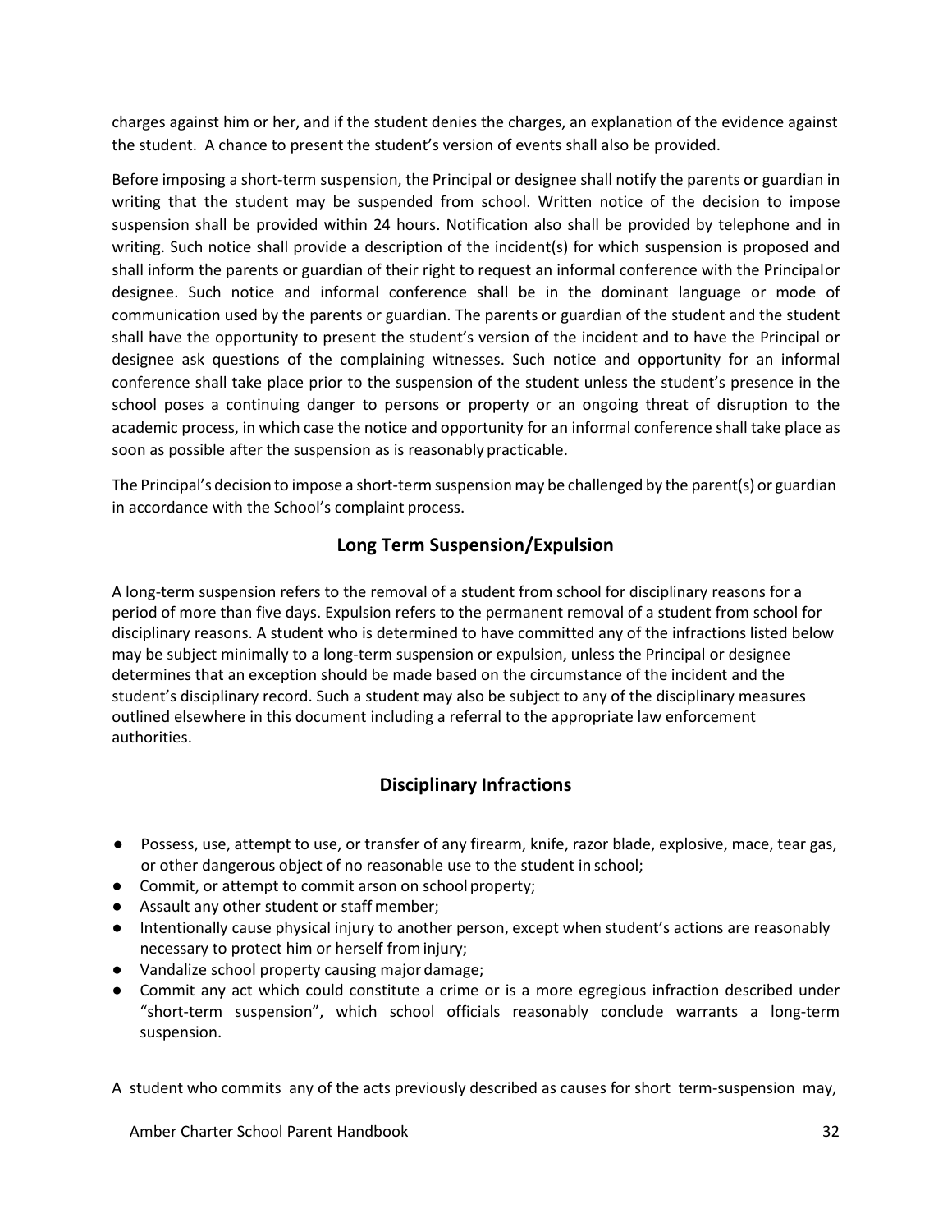charges against him or her, and if the student denies the charges, an explanation of the evidence against the student. A chance to present the student's version of events shall also be provided.

Before imposing a short-term suspension, the Principal or designee shall notify the parents or guardian in writing that the student may be suspended from school. Written notice of the decision to impose suspension shall be provided within 24 hours. Notification also shall be provided by telephone and in writing. Such notice shall provide a description of the incident(s) for which suspension is proposed and shall inform the parents or guardian of their right to request an informal conference with the Principal or designee. Such notice and informal conference shall be in the dominant language or mode of communication used by the parents or guardian. The parents or guardian of the student and the student shall have the opportunity to present the student's version of the incident and to have the Principal or designee ask questions of the complaining witnesses. Such notice and opportunity for an informal conference shall take place prior to the suspension of the student unless the student's presence in the school poses a continuing danger to persons or property or an ongoing threat of disruption to the academic process, in which case the notice and opportunity for an informal conference shall take place as soon as possible after the suspension as is reasonably practicable.

The Principal's decision to impose a short-term suspension may be challenged by the parent(s) or guardian in accordance with the School's complaint process.

## Long Term Suspension/Expulsion

A long-term suspension refers to the removal of a student from school for disciplinary reasons for a period of more than five days. Expulsion refers to the permanent removal of a student from school for disciplinary reasons. A student who is determined to have committed any of the infractions listed below may be subject minimally to a long-term suspension or expulsion, unless the Principal or designee determines that an exception should be made based on the circumstance of the incident and the student's disciplinary record. Such a student may also be subject to any of the disciplinary measures outlined elsewhere in this document including a referral to the appropriate law enforcement authorities.

## Disciplinary Infractions

- Possess, use, attempt to use, or transfer of any firearm, knife, razor blade, explosive, mace, tear gas, or other dangerous object of no reasonable use to the student in school;
- Commit, or attempt to commit arson on school property;
- Assault any other student or staff member;
- Intentionally cause physical injury to another person, except when student's actions are reasonably necessary to protect him or herself from injury;
- Vandalize school property causing major damage;
- Commit any act which could constitute a crime or is a more egregious infraction described under "short-term suspension", which school officials reasonably conclude warrants a long-term suspension.

A student who commits any of the acts previously described as causes for short term-suspension may,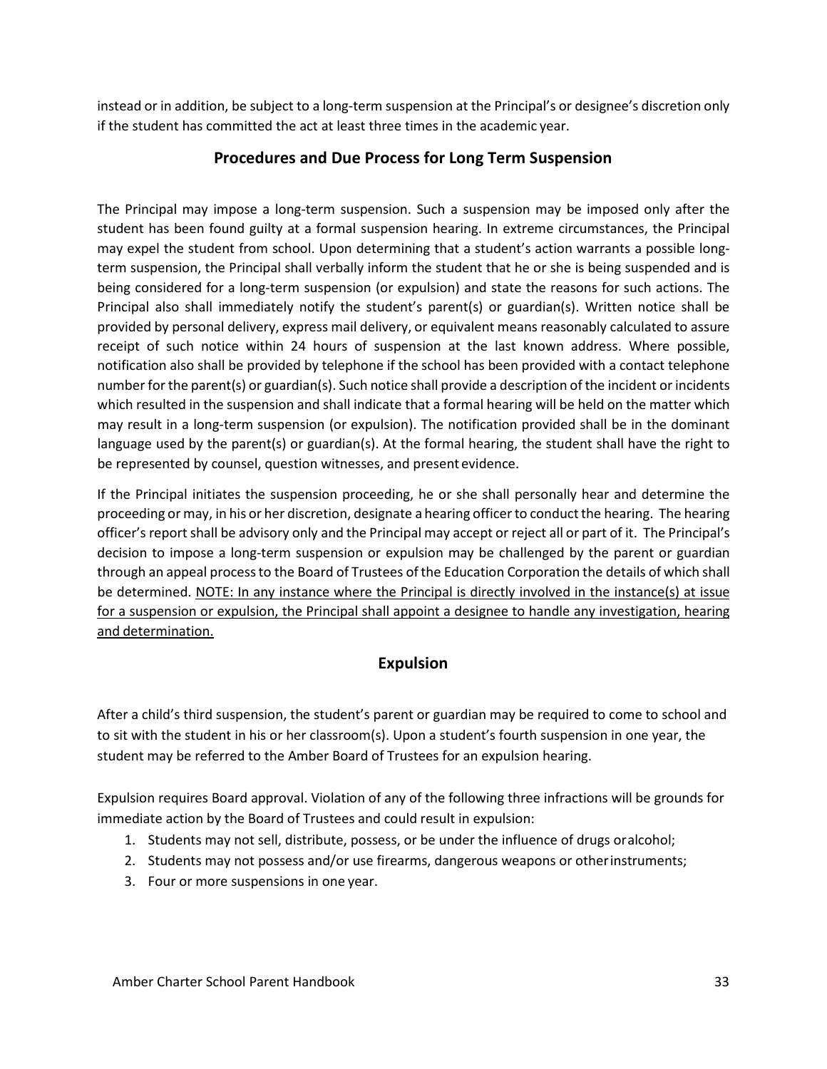instead or in addition, be subject to a long-term suspension at the Principal's or designee's discretion only if the student has committed the act at least three times in the academic year.

## Procedures and Due Process for Long Term Suspension

The Principal may impose a long-term suspension. Such a suspension may be imposed only after the student has been found guilty at a formal suspension hearing. In extreme circumstances, the Principal may expel the student from school. Upon determining that a student's action warrants a possible long-term suspension, the Principal shall verbally inform the student that he or she is being suspended and is being considered for a long-term suspension (or expulsion) and state the reasons for such actions. The Principal also shall immediately notify the student's parent(s) or guardian(s). Written notice shall be provided by personal delivery, express mail delivery, or equivalent means reasonably calculated to assure receipt of such notice within 24 hours of suspension at the last known address. Where possible, notification also shall be provided by telephone if the school has been provided with a contact telephone number for the parent(s) or guardian(s). Such notice shall provide a description of the incident or incidents which resulted in the suspension and shall indicate that a formal hearing will be held on the matter which may result in a long-term suspension (or expulsion). The notification provided shall be in the dominant language used by the parent(s) or guardian(s). At the formal hearing, the student shall have the right to be represented by counsel, question witnesses, and present evidence.

If the Principal initiates the suspension proceeding, he or she shall personally hear and determine the proceeding or may, in his or her discretion, designate a hearing officer to conduct the hearing. The hearing officer's report shall be advisory only and the Principal may accept or reject all or part of it. The Principal's decision to impose a long-term suspension or expulsion may be challenged by the parent or guardian through an appeal process to the Board of Trustees of the Education Corporation the details of which shall be determined. <u>NOTE: In any instance where the Principal is directly involved in the instance(s) at issue for a suspension or expulsion, the Principal shall appoint a designee to handle any investigation, hearing and determination.</u>

## Expulsion

After a child's third suspension, the student's parent or guardian may be required to come to school and to sit with the student in his or her classroom(s). Upon a student's fourth suspension in one year, the student may be referred to the Amber Board of Trustees for an expulsion hearing.

Expulsion requires Board approval. Violation of any of the following three infractions will be grounds for immediate action by the Board of Trustees and could result in expulsion:

1. Students may not sell, distribute, possess, or be under the influence of drugs or alcohol;
2. Students may not possess and/or use firearms, dangerous weapons or other instruments;
3. Four or more suspensions in one year.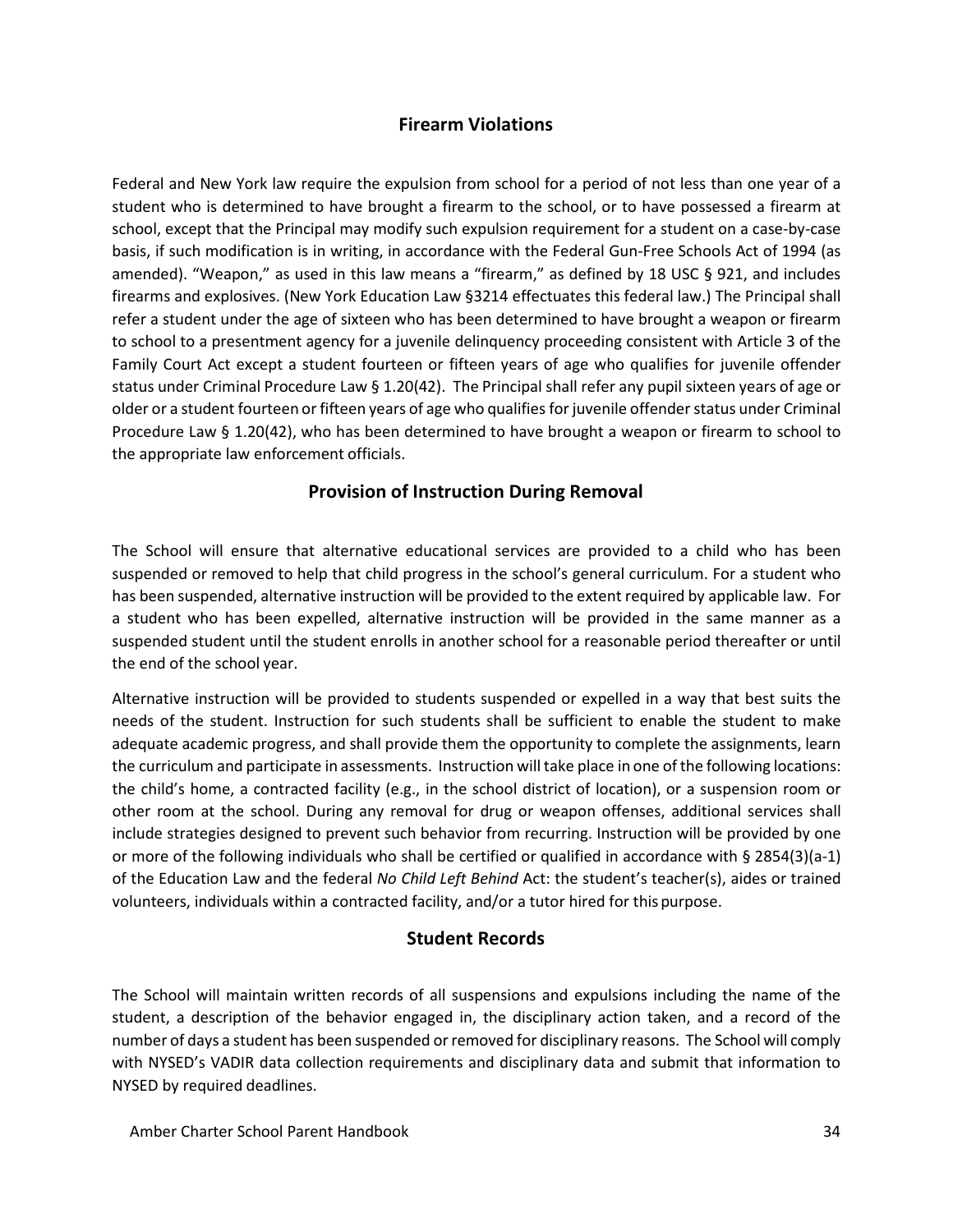## Firearm Violations

Federal and New York law require the expulsion from school for a period of not less than one year of a student who is determined to have brought a firearm to the school, or to have possessed a firearm at school, except that the Principal may modify such expulsion requirement for a student on a case-by-case basis, if such modification is in writing, in accordance with the Federal Gun-Free Schools Act of 1994 (as amended). "Weapon," as used in this law means a "firearm," as defined by 18 USC § 921, and includes firearms and explosives. (New York Education Law §3214 effectuates this federal law.) The Principal shall refer a student under the age of sixteen who has been determined to have brought a weapon or firearm to school to a presentment agency for a juvenile delinquency proceeding consistent with Article 3 of the Family Court Act except a student fourteen or fifteen years of age who qualifies for juvenile offender status under Criminal Procedure Law § 1.20(42). The Principal shall refer any pupil sixteen years of age or older or a student fourteen or fifteen years of age who qualifies for juvenile offender status under Criminal Procedure Law § 1.20(42), who has been determined to have brought a weapon or firearm to school to the appropriate law enforcement officials.

## Provision of Instruction During Removal

The School will ensure that alternative educational services are provided to a child who has been suspended or removed to help that child progress in the school's general curriculum. For a student who has been suspended, alternative instruction will be provided to the extent required by applicable law. For a student who has been expelled, alternative instruction will be provided in the same manner as a suspended student until the student enrolls in another school for a reasonable period thereafter or until the end of the school year.

Alternative instruction will be provided to students suspended or expelled in a way that best suits the needs of the student. Instruction for such students shall be sufficient to enable the student to make adequate academic progress, and shall provide them the opportunity to complete the assignments, learn the curriculum and participate in assessments. Instruction will take place in one of the following locations: the child's home, a contracted facility (e.g., in the school district of location), or a suspension room or other room at the school. During any removal for drug or weapon offenses, additional services shall include strategies designed to prevent such behavior from recurring. Instruction will be provided by one or more of the following individuals who shall be certified or qualified in accordance with § 2854(3)(a-1) of the Education Law and the federal *No Child Left Behind* Act: the student's teacher(s), aides or trained volunteers, individuals within a contracted facility, and/or a tutor hired for this purpose.

## Student Records

The School will maintain written records of all suspensions and expulsions including the name of the student, a description of the behavior engaged in, the disciplinary action taken, and a record of the number of days a student has been suspended or removed for disciplinary reasons. The School will comply with NYSED's VADIR data collection requirements and disciplinary data and submit that information to NYSED by required deadlines.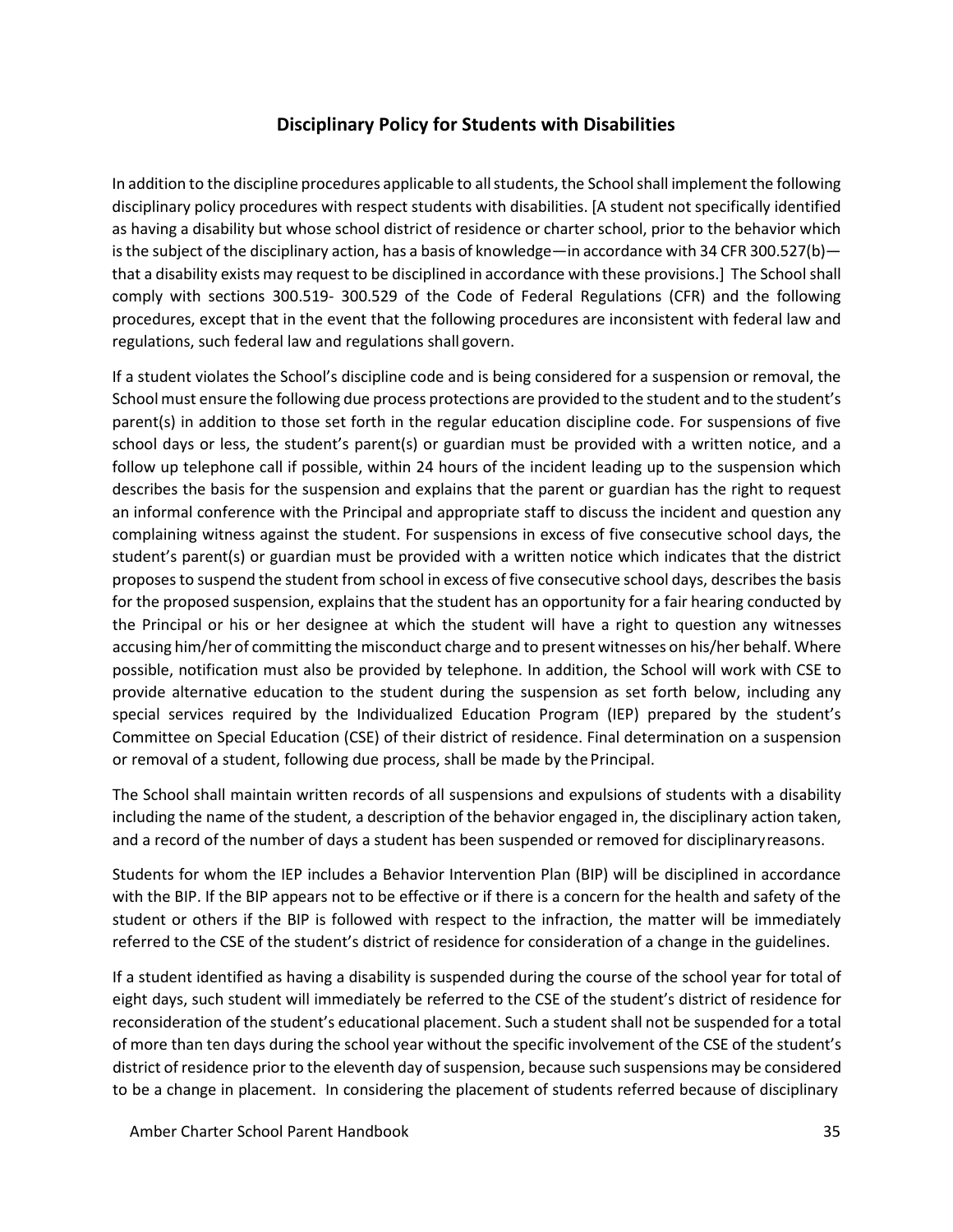## Disciplinary Policy for Students with Disabilities

In addition to the discipline procedures applicable to all students, the School shall implement the following disciplinary policy procedures with respect students with disabilities. [A student not specifically identified as having a disability but whose school district of residence or charter school, prior to the behavior which is the subject of the disciplinary action, has a basis of knowledge—in accordance with 34 CFR 300.527(b)—that a disability exists may request to be disciplined in accordance with these provisions.] The School shall comply with sections 300.519- 300.529 of the Code of Federal Regulations (CFR) and the following procedures, except that in the event that the following procedures are inconsistent with federal law and regulations, such federal law and regulations shall govern.

If a student violates the School's discipline code and is being considered for a suspension or removal, the School must ensure the following due process protections are provided to the student and to the student's parent(s) in addition to those set forth in the regular education discipline code. For suspensions of five school days or less, the student's parent(s) or guardian must be provided with a written notice, and a follow up telephone call if possible, within 24 hours of the incident leading up to the suspension which describes the basis for the suspension and explains that the parent or guardian has the right to request an informal conference with the Principal and appropriate staff to discuss the incident and question any complaining witness against the student. For suspensions in excess of five consecutive school days, the student's parent(s) or guardian must be provided with a written notice which indicates that the district proposes to suspend the student from school in excess of five consecutive school days, describes the basis for the proposed suspension, explains that the student has an opportunity for a fair hearing conducted by the Principal or his or her designee at which the student will have a right to question any witnesses accusing him/her of committing the misconduct charge and to present witnesses on his/her behalf. Where possible, notification must also be provided by telephone. In addition, the School will work with CSE to provide alternative education to the student during the suspension as set forth below, including any special services required by the Individualized Education Program (IEP) prepared by the student's Committee on Special Education (CSE) of their district of residence. Final determination on a suspension or removal of a student, following due process, shall be made by the Principal.

The School shall maintain written records of all suspensions and expulsions of students with a disability including the name of the student, a description of the behavior engaged in, the disciplinary action taken, and a record of the number of days a student has been suspended or removed for disciplinary reasons.

Students for whom the IEP includes a Behavior Intervention Plan (BIP) will be disciplined in accordance with the BIP. If the BIP appears not to be effective or if there is a concern for the health and safety of the student or others if the BIP is followed with respect to the infraction, the matter will be immediately referred to the CSE of the student's district of residence for consideration of a change in the guidelines.

If a student identified as having a disability is suspended during the course of the school year for total of eight days, such student will immediately be referred to the CSE of the student's district of residence for reconsideration of the student's educational placement. Such a student shall not be suspended for a total of more than ten days during the school year without the specific involvement of the CSE of the student's district of residence prior to the eleventh day of suspension, because such suspensions may be considered to be a change in placement. In considering the placement of students referred because of disciplinary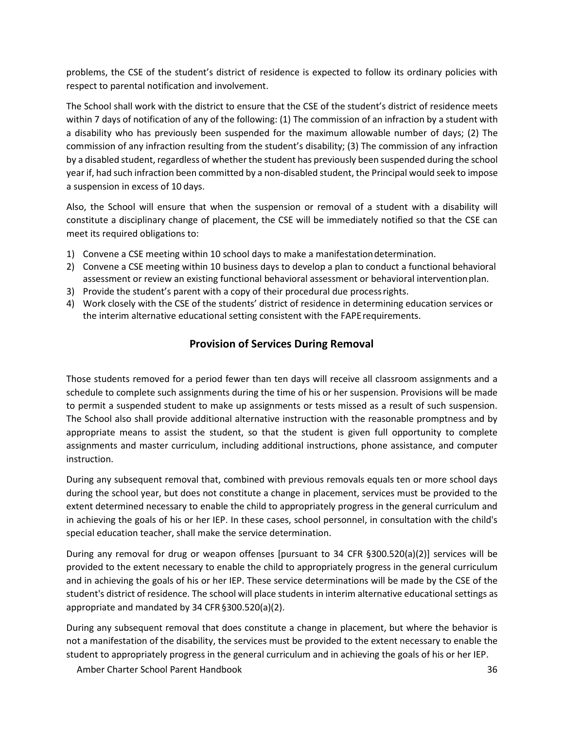problems, the CSE of the student's district of residence is expected to follow its ordinary policies with respect to parental notification and involvement.

The School shall work with the district to ensure that the CSE of the student's district of residence meets within 7 days of notification of any of the following: (1) The commission of an infraction by a student with a disability who has previously been suspended for the maximum allowable number of days; (2) The commission of any infraction resulting from the student's disability; (3) The commission of any infraction by a disabled student, regardless of whether the student has previously been suspended during the school year if, had such infraction been committed by a non-disabled student, the Principal would seek to impose a suspension in excess of 10 days.

Also, the School will ensure that when the suspension or removal of a student with a disability will constitute a disciplinary change of placement, the CSE will be immediately notified so that the CSE can meet its required obligations to:

1) Convene a CSE meeting within 10 school days to make a manifestation determination.
2) Convene a CSE meeting within 10 business days to develop a plan to conduct a functional behavioral assessment or review an existing functional behavioral assessment or behavioral intervention plan.
3) Provide the student's parent with a copy of their procedural due process rights.
4) Work closely with the CSE of the students' district of residence in determining education services or the interim alternative educational setting consistent with the FAPE requirements.

## Provision of Services During Removal

Those students removed for a period fewer than ten days will receive all classroom assignments and a schedule to complete such assignments during the time of his or her suspension. Provisions will be made to permit a suspended student to make up assignments or tests missed as a result of such suspension. The School also shall provide additional alternative instruction with the reasonable promptness and by appropriate means to assist the student, so that the student is given full opportunity to complete assignments and master curriculum, including additional instructions, phone assistance, and computer instruction.

During any subsequent removal that, combined with previous removals equals ten or more school days during the school year, but does not constitute a change in placement, services must be provided to the extent determined necessary to enable the child to appropriately progress in the general curriculum and in achieving the goals of his or her IEP. In these cases, school personnel, in consultation with the child's special education teacher, shall make the service determination.

During any removal for drug or weapon offenses [pursuant to 34 CFR §300.520(a)(2)] services will be provided to the extent necessary to enable the child to appropriately progress in the general curriculum and in achieving the goals of his or her IEP. These service determinations will be made by the CSE of the student's district of residence. The school will place students in interim alternative educational settings as appropriate and mandated by 34 CFR §300.520(a)(2).

During any subsequent removal that does constitute a change in placement, but where the behavior is not a manifestation of the disability, the services must be provided to the extent necessary to enable the student to appropriately progress in the general curriculum and in achieving the goals of his or her IEP.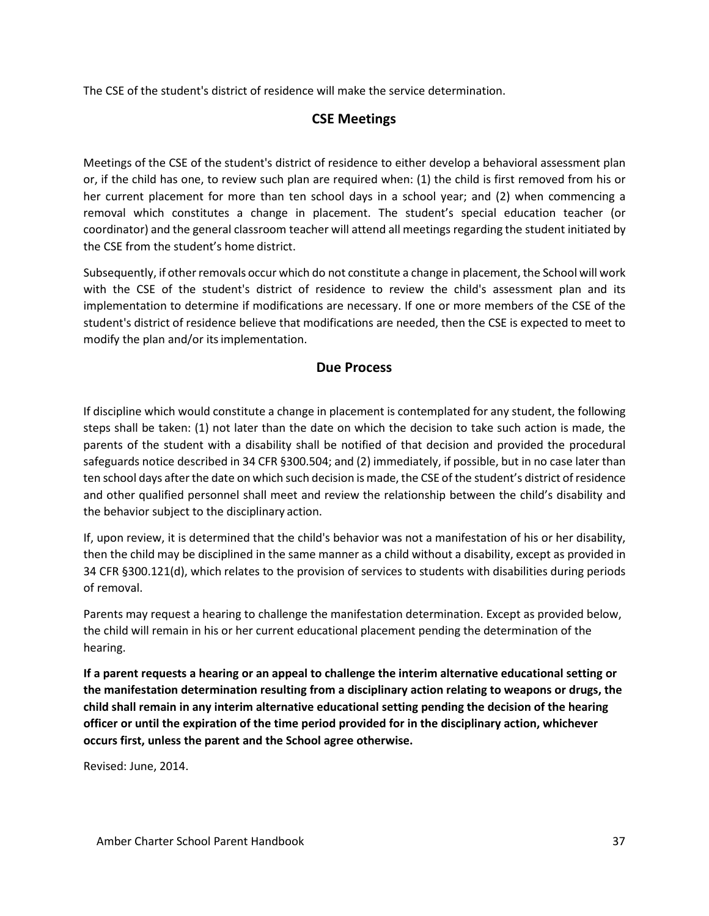The CSE of the student's district of residence will make the service determination.

## CSE Meetings

Meetings of the CSE of the student's district of residence to either develop a behavioral assessment plan or, if the child has one, to review such plan are required when: (1) the child is first removed from his or her current placement for more than ten school days in a school year; and (2) when commencing a removal which constitutes a change in placement. The student's special education teacher (or coordinator) and the general classroom teacher will attend all meetings regarding the student initiated by the CSE from the student's home district.

Subsequently, if other removals occur which do not constitute a change in placement, the School will work with the CSE of the student's district of residence to review the child's assessment plan and its implementation to determine if modifications are necessary. If one or more members of the CSE of the student's district of residence believe that modifications are needed, then the CSE is expected to meet to modify the plan and/or its implementation.

## Due Process

If discipline which would constitute a change in placement is contemplated for any student, the following steps shall be taken: (1) not later than the date on which the decision to take such action is made, the parents of the student with a disability shall be notified of that decision and provided the procedural safeguards notice described in 34 CFR §300.504; and (2) immediately, if possible, but in no case later than ten school days after the date on which such decision is made, the CSE of the student's district of residence and other qualified personnel shall meet and review the relationship between the child's disability and the behavior subject to the disciplinary action.

If, upon review, it is determined that the child's behavior was not a manifestation of his or her disability, then the child may be disciplined in the same manner as a child without a disability, except as provided in 34 CFR §300.121(d), which relates to the provision of services to students with disabilities during periods of removal.

Parents may request a hearing to challenge the manifestation determination. Except as provided below, the child will remain in his or her current educational placement pending the determination of the hearing.

**If a parent requests a hearing or an appeal to challenge the interim alternative educational setting or the manifestation determination resulting from a disciplinary action relating to weapons or drugs, the child shall remain in any interim alternative educational setting pending the decision of the hearing officer or until the expiration of the time period provided for in the disciplinary action, whichever occurs first, unless the parent and the School agree otherwise.**

Revised: June, 2014.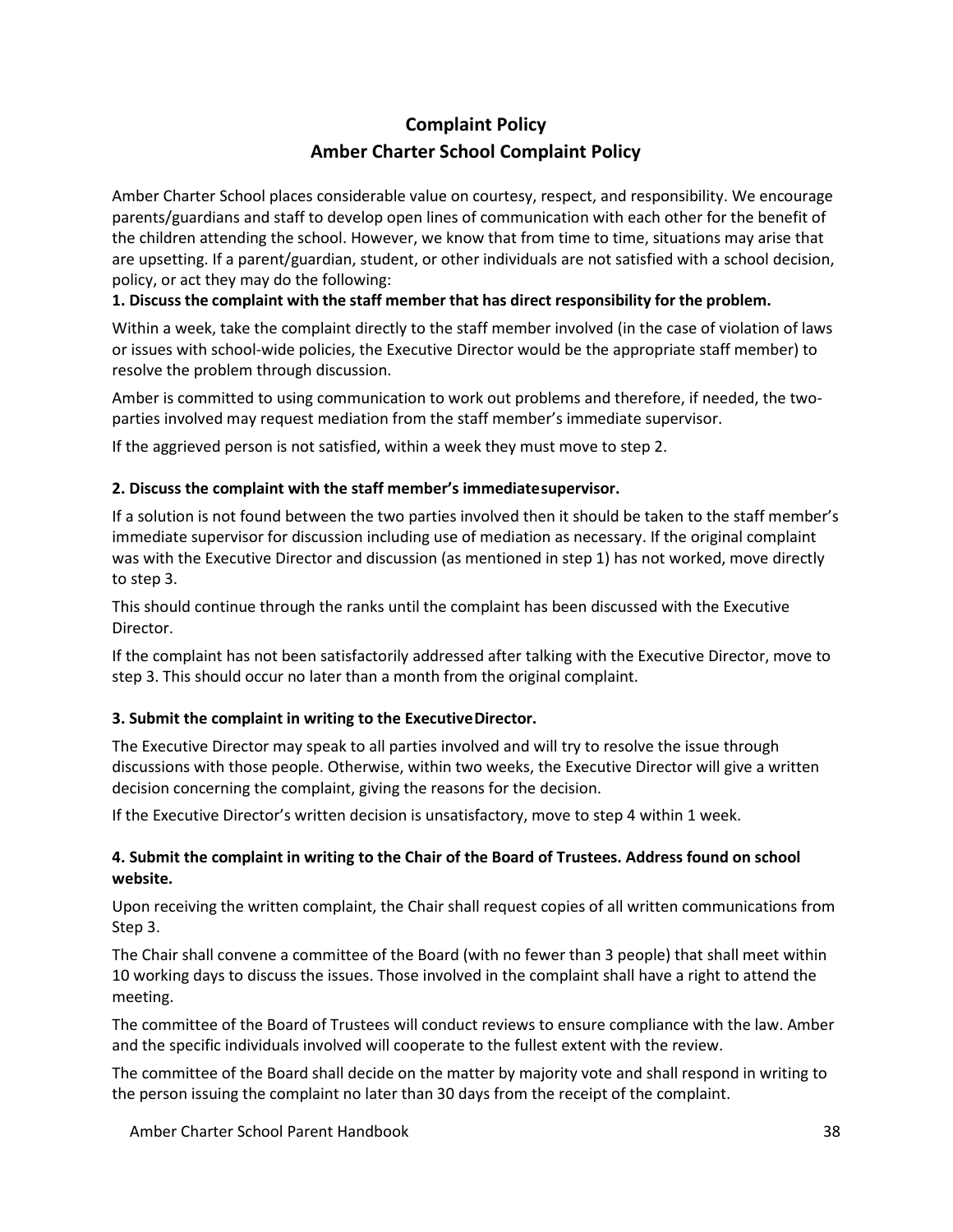# Complaint Policy

## Amber Charter School Complaint Policy

Amber Charter School places considerable value on courtesy, respect, and responsibility. We encourage parents/guardians and staff to develop open lines of communication with each other for the benefit of the children attending the school. However, we know that from time to time, situations may arise that are upsetting. If a parent/guardian, student, or other individuals are not satisfied with a school decision, policy, or act they may do the following:

**1. Discuss the complaint with the staff member that has direct responsibility for the problem.**

Within a week, take the complaint directly to the staff member involved (in the case of violation of laws or issues with school-wide policies, the Executive Director would be the appropriate staff member) to resolve the problem through discussion.

Amber is committed to using communication to work out problems and therefore, if needed, the two-parties involved may request mediation from the staff member's immediate supervisor.

If the aggrieved person is not satisfied, within a week they must move to step 2.

**2. Discuss the complaint with the staff member's immediate supervisor.**

If a solution is not found between the two parties involved then it should be taken to the staff member's immediate supervisor for discussion including use of mediation as necessary. If the original complaint was with the Executive Director and discussion (as mentioned in step 1) has not worked, move directly to step 3.

This should continue through the ranks until the complaint has been discussed with the Executive Director.

If the complaint has not been satisfactorily addressed after talking with the Executive Director, move to step 3. This should occur no later than a month from the original complaint.

**3. Submit the complaint in writing to the Executive Director.**

The Executive Director may speak to all parties involved and will try to resolve the issue through discussions with those people. Otherwise, within two weeks, the Executive Director will give a written decision concerning the complaint, giving the reasons for the decision.

If the Executive Director's written decision is unsatisfactory, move to step 4 within 1 week.

**4. Submit the complaint in writing to the Chair of the Board of Trustees. Address found on school website.**

Upon receiving the written complaint, the Chair shall request copies of all written communications from Step 3.

The Chair shall convene a committee of the Board (with no fewer than 3 people) that shall meet within 10 working days to discuss the issues. Those involved in the complaint shall have a right to attend the meeting.

The committee of the Board of Trustees will conduct reviews to ensure compliance with the law. Amber and the specific individuals involved will cooperate to the fullest extent with the review.

The committee of the Board shall decide on the matter by majority vote and shall respond in writing to the person issuing the complaint no later than 30 days from the receipt of the complaint.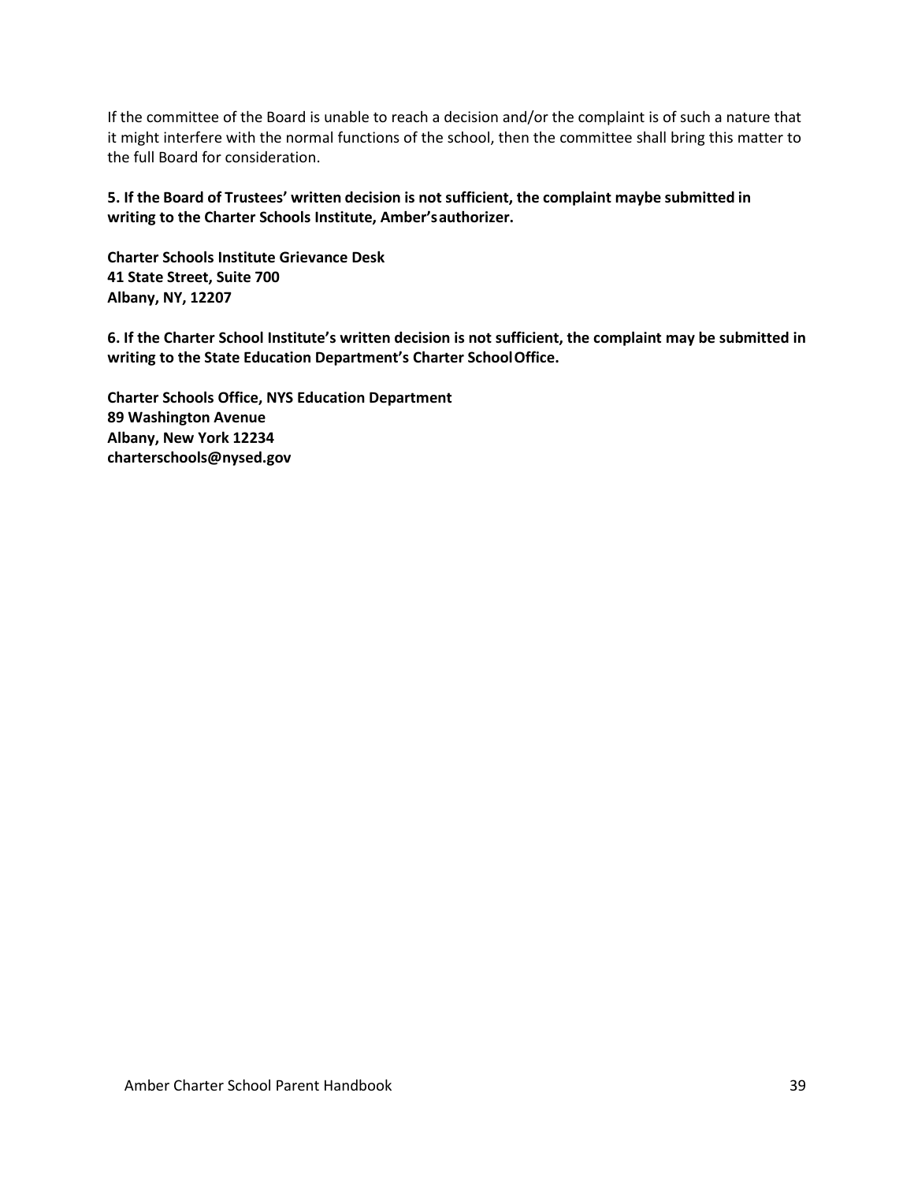If the committee of the Board is unable to reach a decision and/or the complaint is of such a nature that it might interfere with the normal functions of the school, then the committee shall bring this matter to the full Board for consideration.

**5. If the Board of Trustees' written decision is not sufficient, the complaint maybe submitted in writing to the Charter Schools Institute, Amber's authorizer.**

**Charter Schools Institute Grievance Desk**
**41 State Street, Suite 700**
**Albany, NY, 12207**

**6. If the Charter School Institute's written decision is not sufficient, the complaint may be submitted in writing to the State Education Department's Charter School Office.**

**Charter Schools Office, NYS Education Department**
**89 Washington Avenue**
**Albany, New York 12234**
**charterschools@nysed.gov**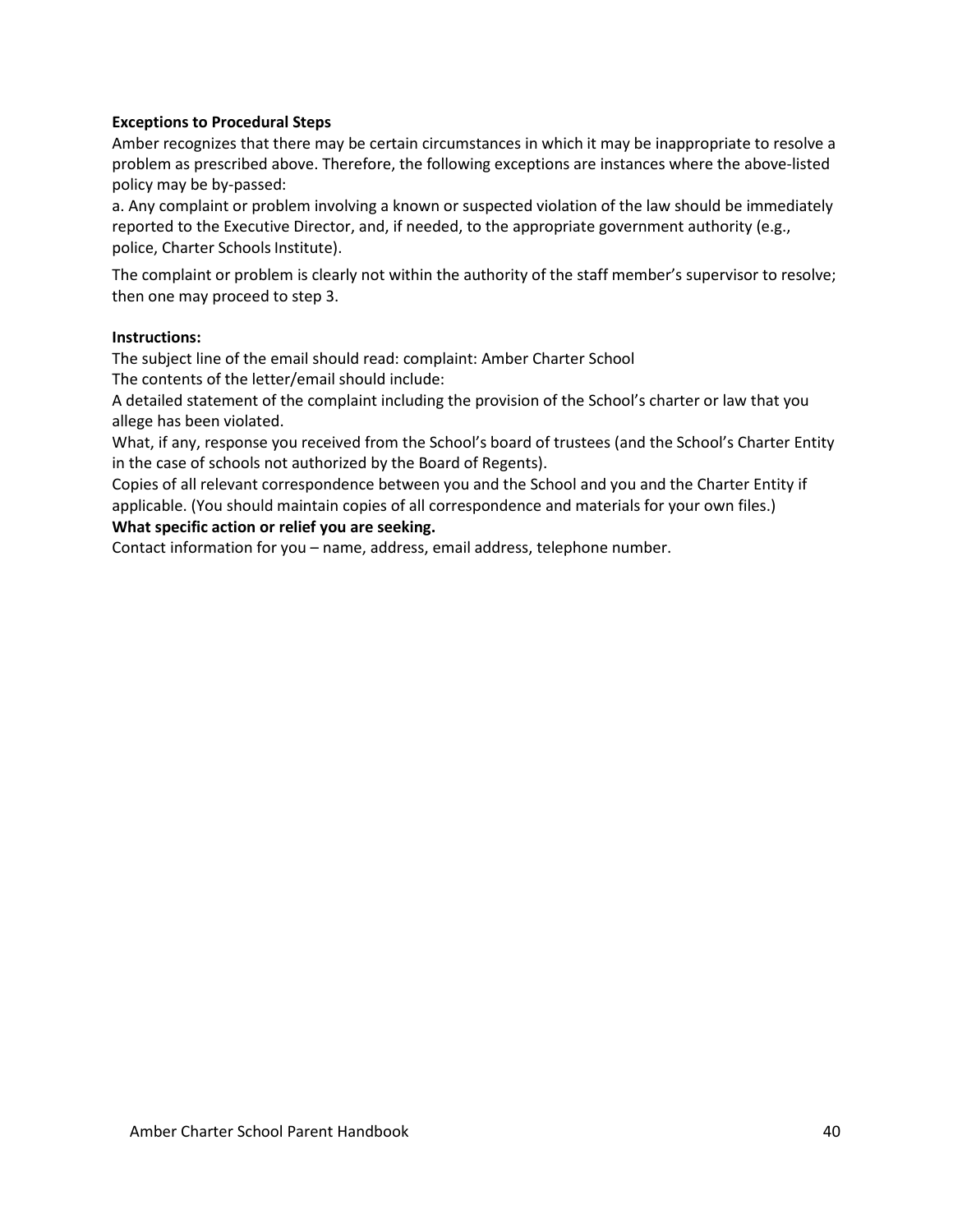**Exceptions to Procedural Steps**

Amber recognizes that there may be certain circumstances in which it may be inappropriate to resolve a problem as prescribed above. Therefore, the following exceptions are instances where the above-listed policy may be by-passed:

a. Any complaint or problem involving a known or suspected violation of the law should be immediately reported to the Executive Director, and, if needed, to the appropriate government authority (e.g., police, Charter Schools Institute).

The complaint or problem is clearly not within the authority of the staff member's supervisor to resolve; then one may proceed to step 3.

**Instructions:**

The subject line of the email should read: complaint: Amber Charter School

The contents of the letter/email should include:

A detailed statement of the complaint including the provision of the School's charter or law that you allege has been violated.

What, if any, response you received from the School's board of trustees (and the School's Charter Entity in the case of schools not authorized by the Board of Regents).

Copies of all relevant correspondence between you and the School and you and the Charter Entity if applicable. (You should maintain copies of all correspondence and materials for your own files.)

**What specific action or relief you are seeking.**

Contact information for you – name, address, email address, telephone number.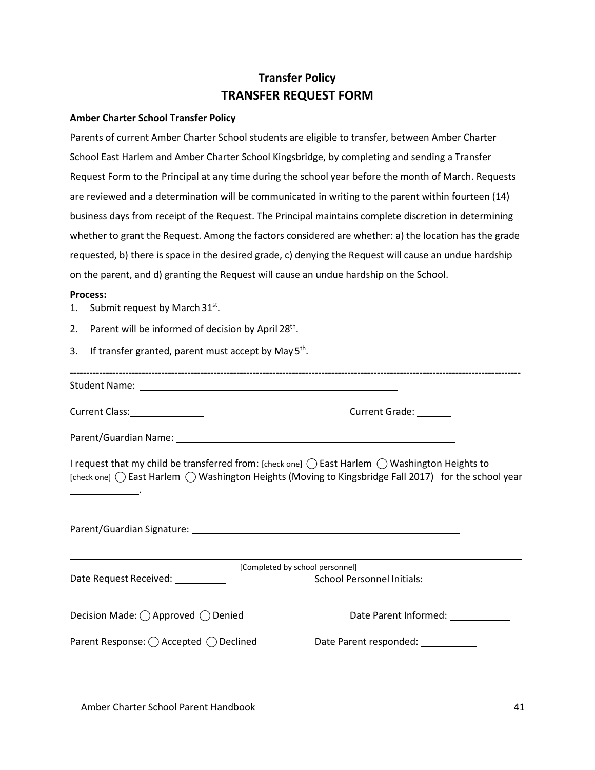## Transfer Policy
# TRANSFER REQUEST FORM

**Amber Charter School Transfer Policy**

Parents of current Amber Charter School students are eligible to transfer, between Amber Charter School East Harlem and Amber Charter School Kingsbridge, by completing and sending a Transfer Request Form to the Principal at any time during the school year before the month of March. Requests are reviewed and a determination will be communicated in writing to the parent within fourteen (14) business days from receipt of the Request. The Principal maintains complete discretion in determining whether to grant the Request. Among the factors considered are whether: a) the location has the grade requested, b) there is space in the desired grade, c) denying the Request will cause an undue hardship on the parent, and d) granting the Request will cause an undue hardship on the School.

**Process:**

1. Submit request by March 31st.
2. Parent will be informed of decision by April 28th.
3. If transfer granted, parent must accept by May 5th.

---

Student Name: ______________________________________________

Current Class: ____________ Current Grade: ______

Parent/Guardian Name: ______________________________________________

I request that my child be transferred from: [check one] ◯ East Harlem ◯ Washington Heights to [check one] ◯ East Harlem ◯ Washington Heights (Moving to Kingsbridge Fall 2017) for the school year ____________.

Parent/Guardian Signature: ______________________________________________

---

[Completed by school personnel]

Date Request Received: __________ School Personnel Initials: __________

Decision Made: ◯ Approved ◯ Denied Date Parent Informed: ___________

Parent Response: ◯ Accepted ◯ Declined Date Parent responded: ___________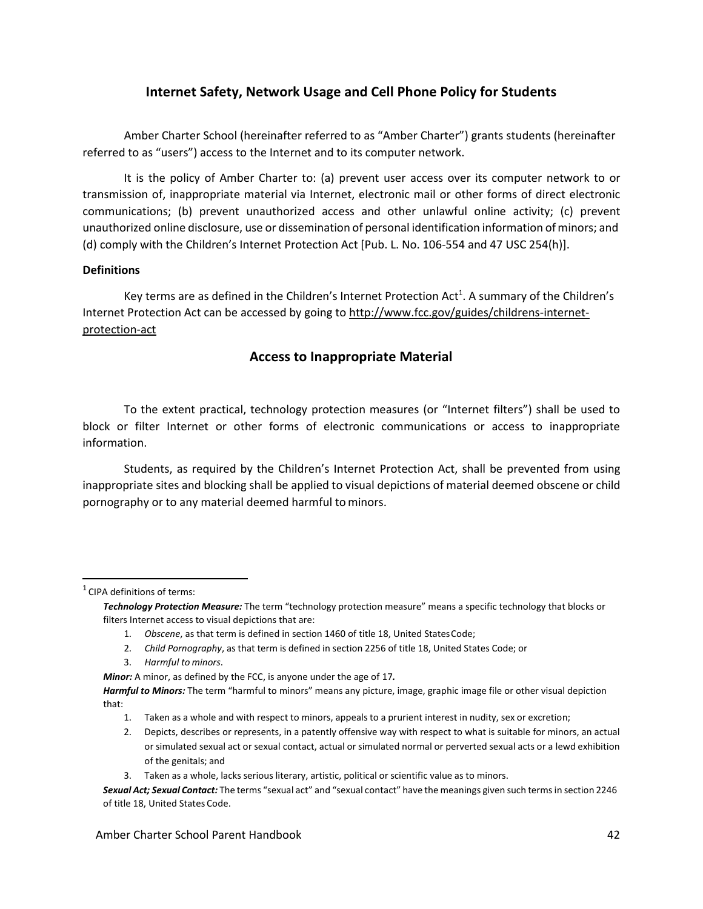## Internet Safety, Network Usage and Cell Phone Policy for Students

Amber Charter School (hereinafter referred to as "Amber Charter") grants students (hereinafter referred to as "users") access to the Internet and to its computer network.

It is the policy of Amber Charter to: (a) prevent user access over its computer network to or transmission of, inappropriate material via Internet, electronic mail or other forms of direct electronic communications; (b) prevent unauthorized access and other unlawful online activity; (c) prevent unauthorized online disclosure, use or dissemination of personal identification information of minors; and (d) comply with the Children's Internet Protection Act [Pub. L. No. 106-554 and 47 USC 254(h)].

**Definitions**

Key terms are as defined in the Children's Internet Protection Act[1]. A summary of the Children's Internet Protection Act can be accessed by going to http://www.fcc.gov/guides/childrens-internet-protection-act

## Access to Inappropriate Material

To the extent practical, technology protection measures (or "Internet filters") shall be used to block or filter Internet or other forms of electronic communications or access to inappropriate information.

Students, as required by the Children's Internet Protection Act, shall be prevented from using inappropriate sites and blocking shall be applied to visual depictions of material deemed obscene or child pornography or to any material deemed harmful to minors.

---

[1] CIPA definitions of terms:

***Technology Protection Measure:*** The term "technology protection measure" means a specific technology that blocks or filters Internet access to visual depictions that are:

1. *Obscene*, as that term is defined in section 1460 of title 18, United States Code;
2. *Child Pornography*, as that term is defined in section 2256 of title 18, United States Code; or
3. *Harmful to minors*.

***Minor:*** A minor, as defined by the FCC, is anyone under the age of 17***.***

***Harmful to Minors:*** The term "harmful to minors" means any picture, image, graphic image file or other visual depiction that:

1. Taken as a whole and with respect to minors, appeals to a prurient interest in nudity, sex or excretion;
2. Depicts, describes or represents, in a patently offensive way with respect to what is suitable for minors, an actual or simulated sexual act or sexual contact, actual or simulated normal or perverted sexual acts or a lewd exhibition of the genitals; and
3. Taken as a whole, lacks serious literary, artistic, political or scientific value as to minors.

***Sexual Act; Sexual Contact:*** The terms "sexual act" and "sexual contact" have the meanings given such terms in section 2246 of title 18, United States Code.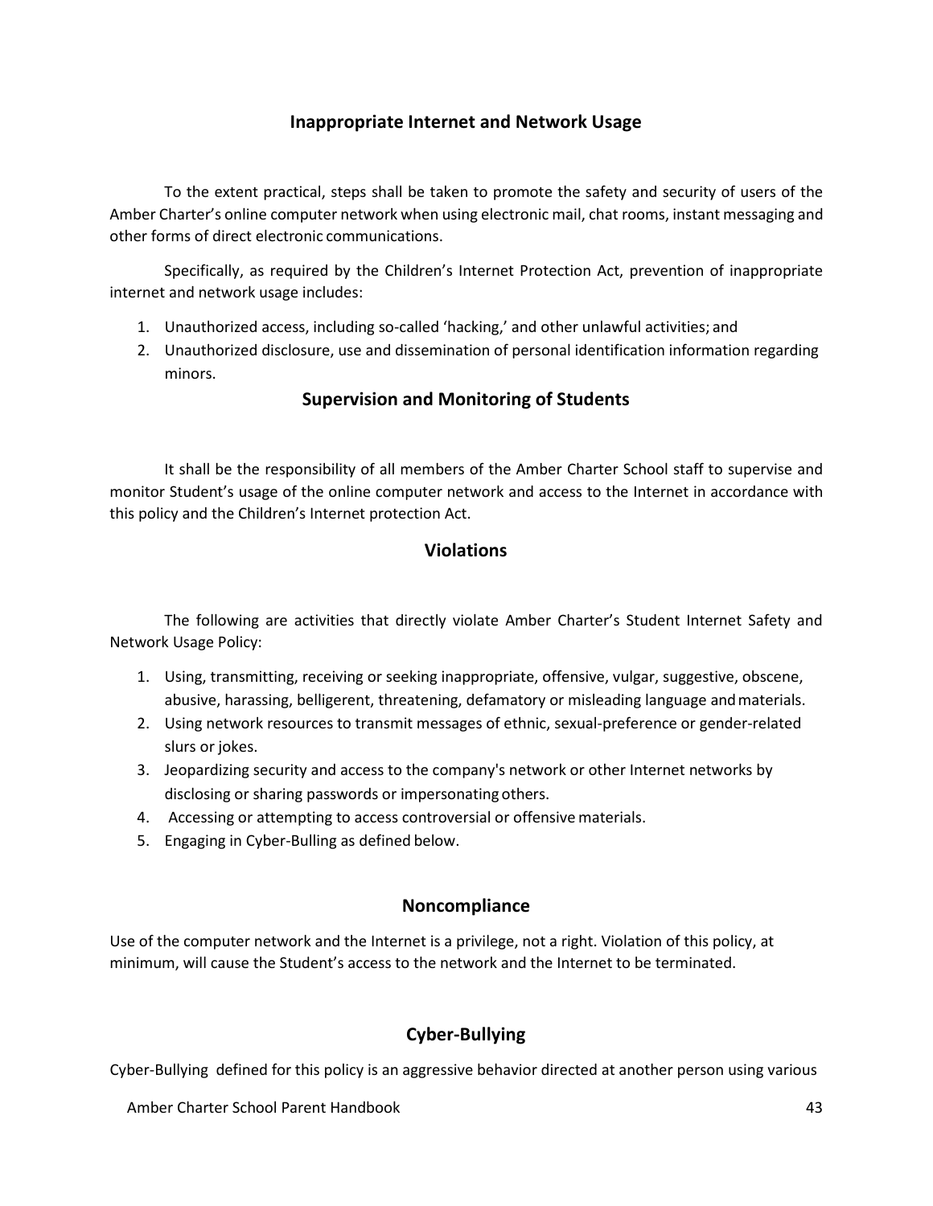## Inappropriate Internet and Network Usage

To the extent practical, steps shall be taken to promote the safety and security of users of the Amber Charter's online computer network when using electronic mail, chat rooms, instant messaging and other forms of direct electronic communications.

Specifically, as required by the Children's Internet Protection Act, prevention of inappropriate internet and network usage includes:

1. Unauthorized access, including so-called 'hacking,' and other unlawful activities; and
2. Unauthorized disclosure, use and dissemination of personal identification information regarding minors.

## Supervision and Monitoring of Students

It shall be the responsibility of all members of the Amber Charter School staff to supervise and monitor Student's usage of the online computer network and access to the Internet in accordance with this policy and the Children's Internet protection Act.

## Violations

The following are activities that directly violate Amber Charter's Student Internet Safety and Network Usage Policy:

1. Using, transmitting, receiving or seeking inappropriate, offensive, vulgar, suggestive, obscene, abusive, harassing, belligerent, threatening, defamatory or misleading language and materials.
2. Using network resources to transmit messages of ethnic, sexual-preference or gender-related slurs or jokes.
3. Jeopardizing security and access to the company's network or other Internet networks by disclosing or sharing passwords or impersonating others.
4. Accessing or attempting to access controversial or offensive materials.
5. Engaging in Cyber-Bulling as defined below.

## Noncompliance

Use of the computer network and the Internet is a privilege, not a right. Violation of this policy, at minimum, will cause the Student's access to the network and the Internet to be terminated.

## Cyber-Bullying

Cyber-Bullying defined for this policy is an aggressive behavior directed at another person using various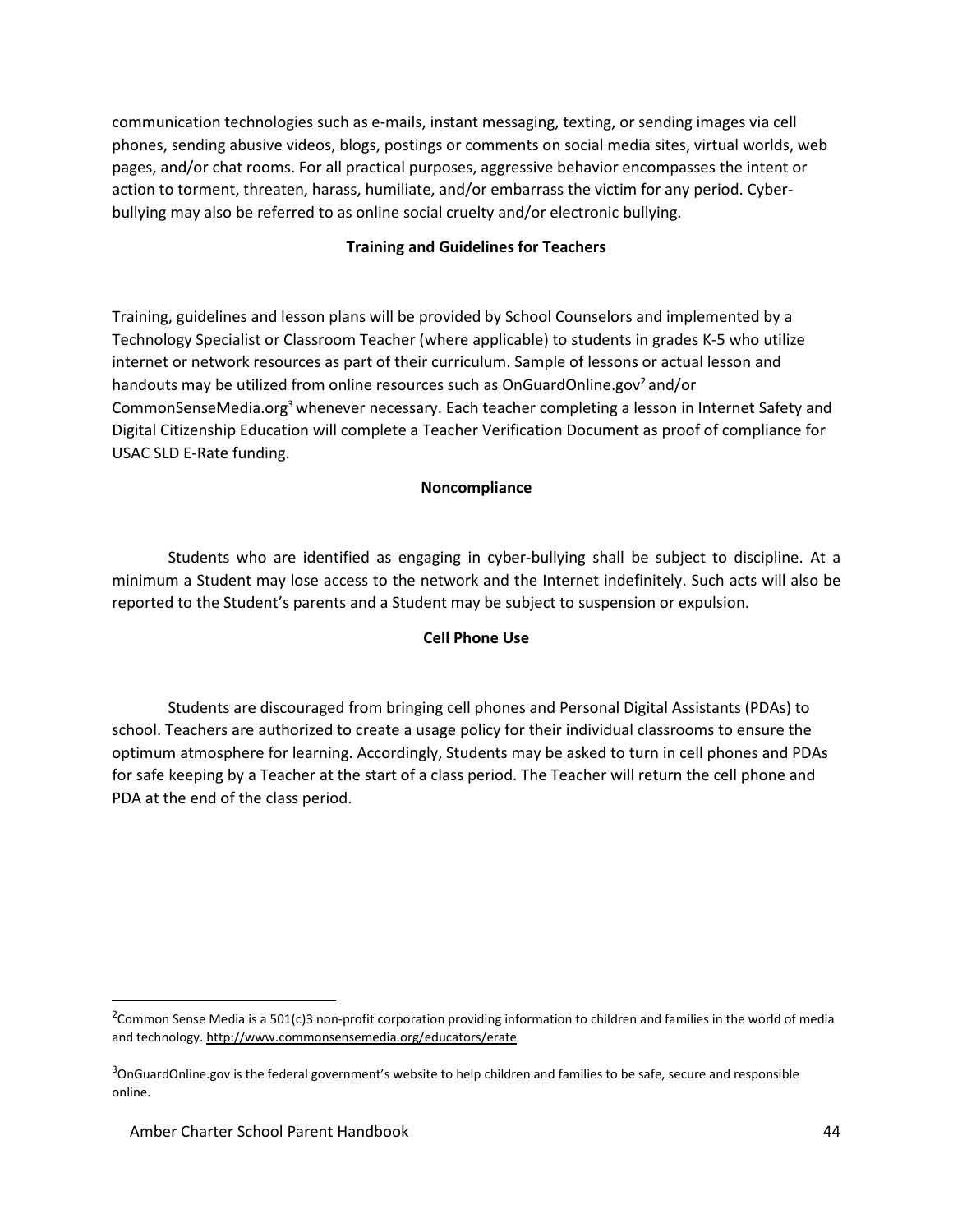communication technologies such as e-mails, instant messaging, texting, or sending images via cell phones, sending abusive videos, blogs, postings or comments on social media sites, virtual worlds, web pages, and/or chat rooms. For all practical purposes, aggressive behavior encompasses the intent or action to torment, threaten, harass, humiliate, and/or embarrass the victim for any period. Cyber-bullying may also be referred to as online social cruelty and/or electronic bullying.

**Training and Guidelines for Teachers**

Training, guidelines and lesson plans will be provided by School Counselors and implemented by a Technology Specialist or Classroom Teacher (where applicable) to students in grades K-5 who utilize internet or network resources as part of their curriculum. Sample of lessons or actual lesson and handouts may be utilized from online resources such as OnGuardOnline.gov[2] and/or CommonSenseMedia.org[3] whenever necessary. Each teacher completing a lesson in Internet Safety and Digital Citizenship Education will complete a Teacher Verification Document as proof of compliance for USAC SLD E-Rate funding.

**Noncompliance**

Students who are identified as engaging in cyber-bullying shall be subject to discipline. At a minimum a Student may lose access to the network and the Internet indefinitely. Such acts will also be reported to the Student's parents and a Student may be subject to suspension or expulsion.

**Cell Phone Use**

Students are discouraged from bringing cell phones and Personal Digital Assistants (PDAs) to school. Teachers are authorized to create a usage policy for their individual classrooms to ensure the optimum atmosphere for learning. Accordingly, Students may be asked to turn in cell phones and PDAs for safe keeping by a Teacher at the start of a class period. The Teacher will return the cell phone and PDA at the end of the class period.

---

[2] Common Sense Media is a 501(c)3 non-profit corporation providing information to children and families in the world of media and technology. http://www.commonsensemedia.org/educators/erate

[3] OnGuardOnline.gov is the federal government's website to help children and families to be safe, secure and responsible online.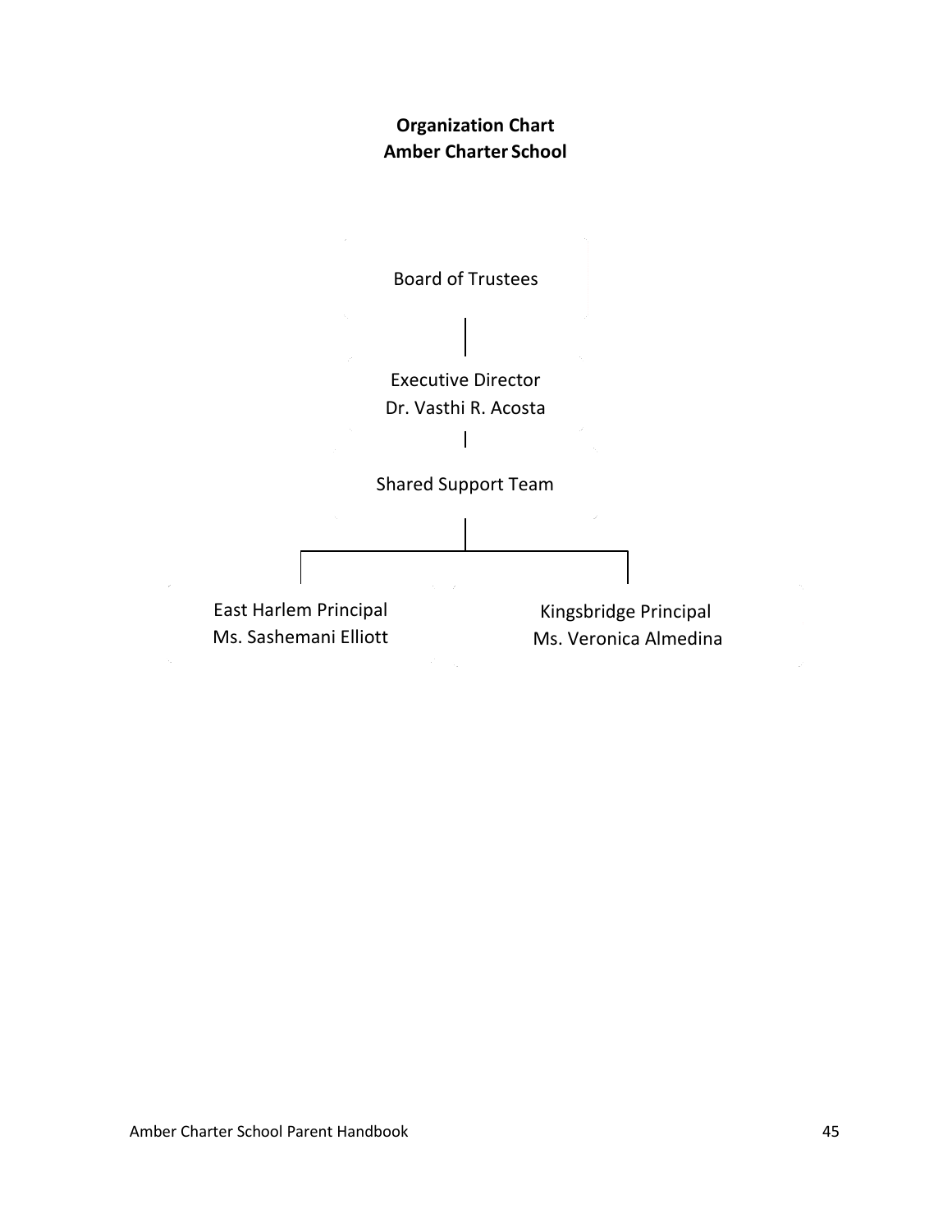**Organization Chart**
**Amber Charter School**

Board of Trustees

Executive Director
Dr. Vasthi R. Acosta

Shared Support Team

East Harlem Principal
Ms. Sashemani Elliott

Kingsbridge Principal
Ms. Veronica Almedina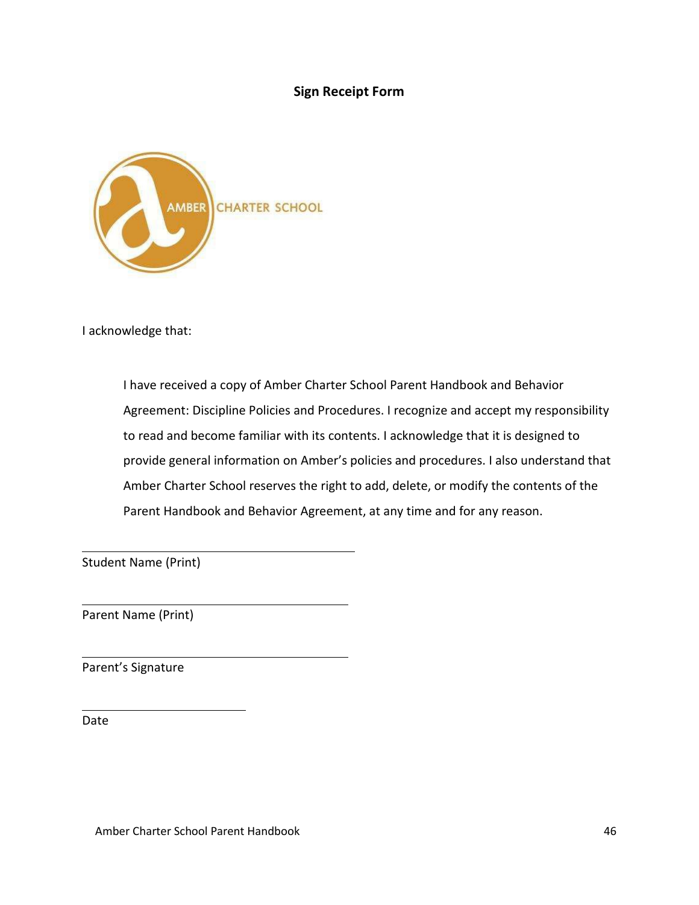**Sign Receipt Form**

AMBER CHARTER SCHOOL

I acknowledge that:

> I have received a copy of Amber Charter School Parent Handbook and Behavior Agreement: Discipline Policies and Procedures. I recognize and accept my responsibility to read and become familiar with its contents. I acknowledge that it is designed to provide general information on Amber's policies and procedures. I also understand that Amber Charter School reserves the right to add, delete, or modify the contents of the Parent Handbook and Behavior Agreement, at any time and for any reason.

\_\_\_\_\_\_\_\_\_\_\_\_\_\_\_\_\_\_\_\_\_\_\_\_\_\_\_\_\_\_\_\_\_\_\_\_\_\_\_\_

Student Name (Print)

\_\_\_\_\_\_\_\_\_\_\_\_\_\_\_\_\_\_\_\_\_\_\_\_\_\_\_\_\_\_\_\_\_\_\_\_\_\_\_\_

Parent Name (Print)

\_\_\_\_\_\_\_\_\_\_\_\_\_\_\_\_\_\_\_\_\_\_\_\_\_\_\_\_\_\_\_\_\_\_\_\_\_\_\_\_

Parent's Signature

\_\_\_\_\_\_\_\_\_\_\_\_\_\_\_\_\_\_\_\_\_\_\_\_\_

Date